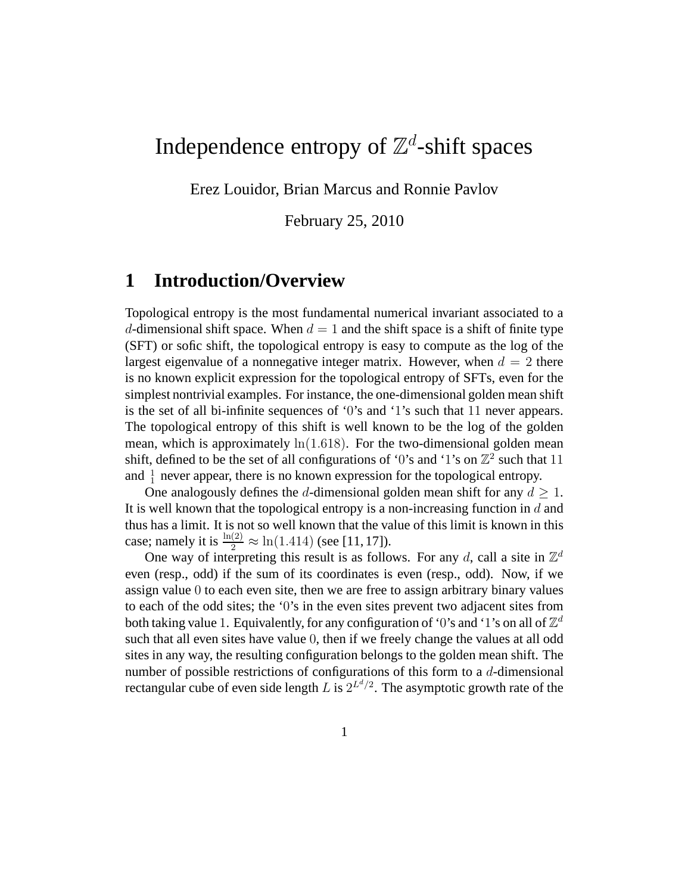# Independence entropy of $\mathbb{Z}^d$-shift spaces

Erez Louidor, Brian Marcus and Ronnie Pavlov

February 25, 2010

## 1 Introduction/Overview

Topological entropy is the most fundamental numerical invariant associated to a $d$-dimensional shift space. When $d = 1$ and the shift space is a shift of finite type (SFT) or sofic shift, the topological entropy is easy to compute as the log of the largest eigenvalue of a nonnegative integer matrix. However, when $d = 2$ there is no known explicit expression for the topological entropy of SFTs, even for the simplest nontrivial examples. For instance, the one-dimensional golden mean shift is the set of all bi-infinite sequences of '0's and '1's such that $11$ never appears. The topological entropy of this shift is well known to be the log of the golden mean, which is approximately $\ln(1.618)$. For the two-dimensional golden mean shift, defined to be the set of all configurations of '0's and '1's on $\mathbb{Z}^2$ such that $11$ and $\frac{1}{1}$ never appear, there is no known expression for the topological entropy.

One analogously defines the $d$-dimensional golden mean shift for any $d \geq 1$. It is well known that the topological entropy is a non-increasing function in $d$ and thus has a limit. It is not so well known that the value of this limit is known in this case; namely it is $\frac{\ln(2)}{2} \approx \ln(1.414)$ (see [11, 17]).

One way of interpreting this result is as follows. For any $d$, call a site in $\mathbb{Z}^d$ even (resp., odd) if the sum of its coordinates is even (resp., odd). Now, if we assign value $0$ to each even site, then we are free to assign arbitrary binary values to each of the odd sites; the '0's in the even sites prevent two adjacent sites from both taking value $1$. Equivalently, for any configuration of '0's and '1's on all of $\mathbb{Z}^d$ such that all even sites have value $0$, then if we freely change the values at all odd sites in any way, the resulting configuration belongs to the golden mean shift. The number of possible restrictions of configurations of this form to a $d$-dimensional rectangular cube of even side length $L$ is $2^{L^d/2}$. The asymptotic growth rate of the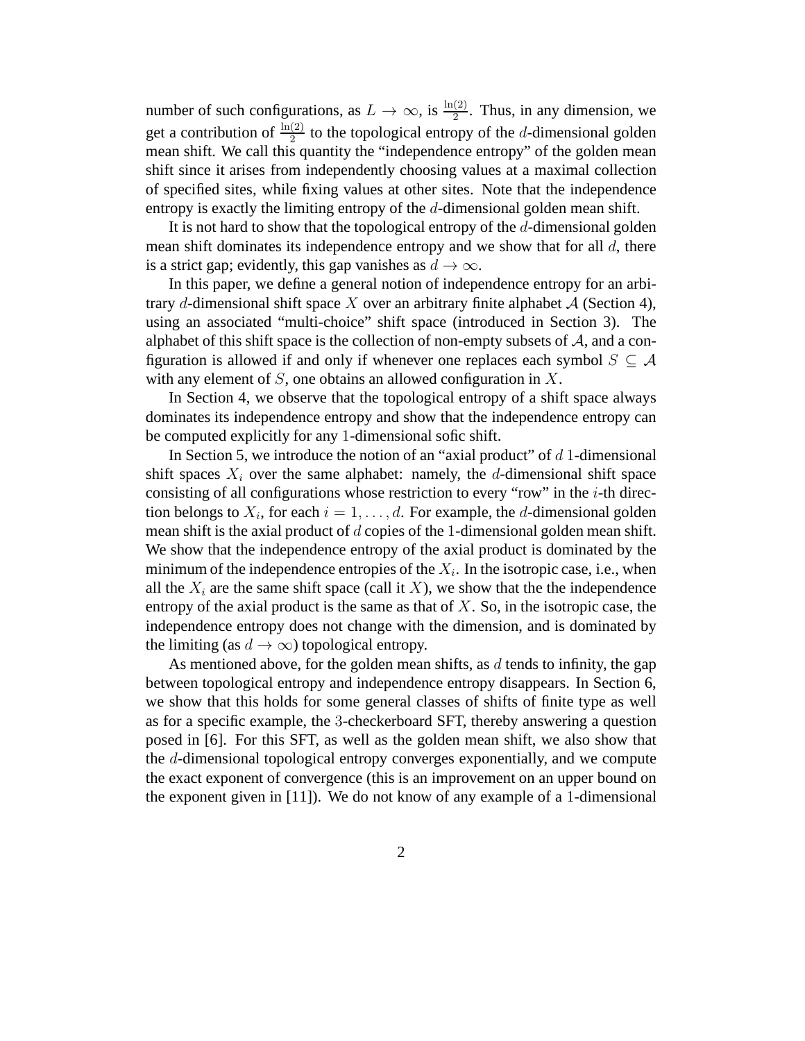number of such configurations, as $L \to \infty$, is $\frac{\ln(2)}{2}$. Thus, in any dimension, we get a contribution of $\frac{\ln(2)}{2}$ to the topological entropy of the $d$-dimensional golden mean shift. We call this quantity the "independence entropy" of the golden mean shift since it arises from independently choosing values at a maximal collection of specified sites, while fixing values at other sites. Note that the independence entropy is exactly the limiting entropy of the $d$-dimensional golden mean shift.

It is not hard to show that the topological entropy of the $d$-dimensional golden mean shift dominates its independence entropy and we show that for all $d$, there is a strict gap; evidently, this gap vanishes as $d \to \infty$.

In this paper, we define a general notion of independence entropy for an arbitrary $d$-dimensional shift space $X$ over an arbitrary finite alphabet $\mathcal{A}$ (Section 4), using an associated "multi-choice" shift space (introduced in Section 3). The alphabet of this shift space is the collection of non-empty subsets of $\mathcal{A}$, and a configuration is allowed if and only if whenever one replaces each symbol $S \subseteq \mathcal{A}$ with any element of $S$, one obtains an allowed configuration in $X$.

In Section 4, we observe that the topological entropy of a shift space always dominates its independence entropy and show that the independence entropy can be computed explicitly for any 1-dimensional sofic shift.

In Section 5, we introduce the notion of an "axial product" of $d$ 1-dimensional shift spaces $X_i$ over the same alphabet: namely, the $d$-dimensional shift space consisting of all configurations whose restriction to every "row" in the $i$-th direction belongs to $X_i$, for each $i = 1, \ldots, d$. For example, the $d$-dimensional golden mean shift is the axial product of $d$ copies of the 1-dimensional golden mean shift. We show that the independence entropy of the axial product is dominated by the minimum of the independence entropies of the $X_i$. In the isotropic case, i.e., when all the $X_i$ are the same shift space (call it $X$), we show that the the independence entropy of the axial product is the same as that of $X$. So, in the isotropic case, the independence entropy does not change with the dimension, and is dominated by the limiting (as $d \to \infty$) topological entropy.

As mentioned above, for the golden mean shifts, as $d$ tends to infinity, the gap between topological entropy and independence entropy disappears. In Section 6, we show that this holds for some general classes of shifts of finite type as well as for a specific example, the 3-checkerboard SFT, thereby answering a question posed in [6]. For this SFT, as well as the golden mean shift, we also show that the $d$-dimensional topological entropy converges exponentially, and we compute the exact exponent of convergence (this is an improvement on an upper bound on the exponent given in [11]). We do not know of any example of a 1-dimensional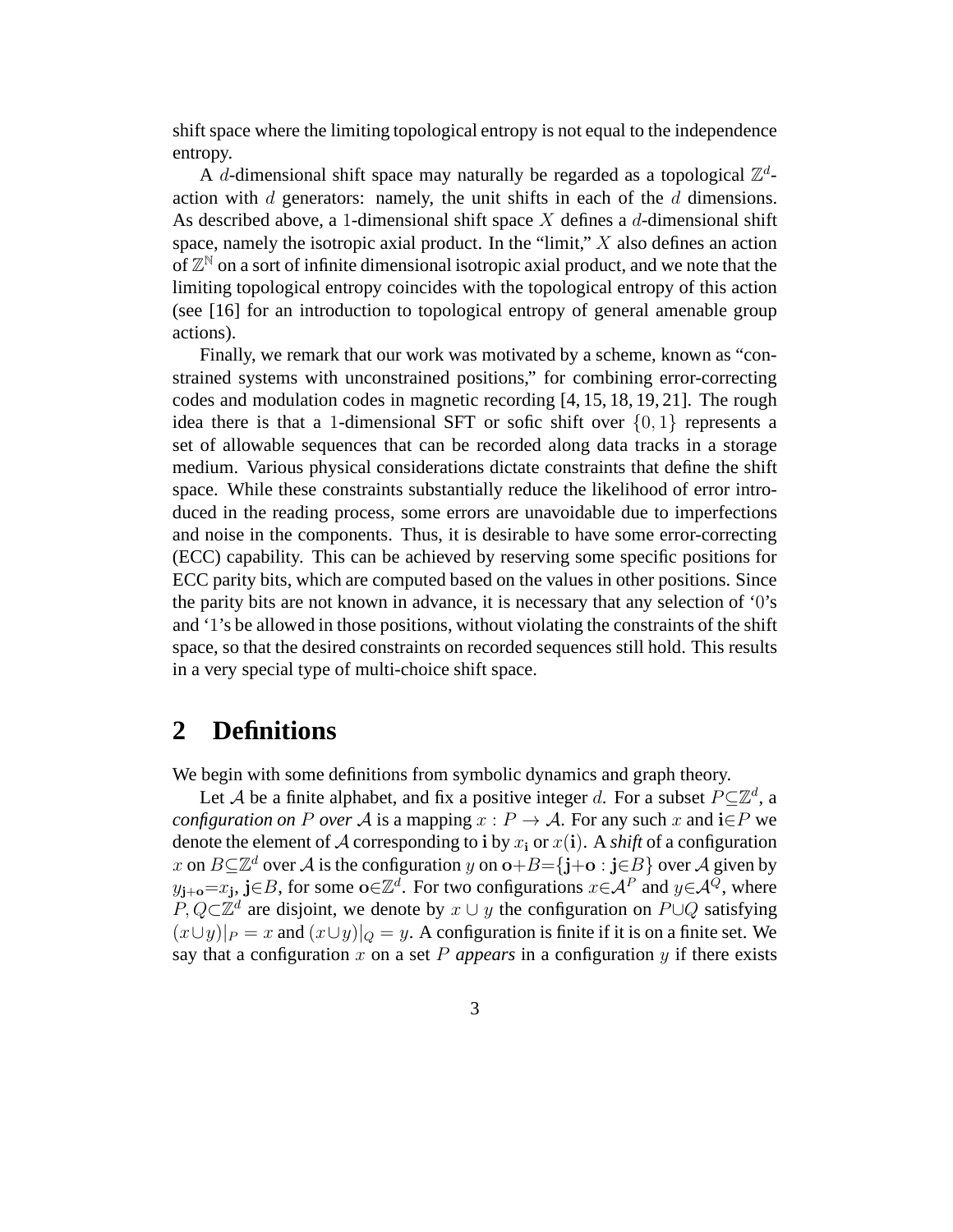shift space where the limiting topological entropy is not equal to the independence entropy.

A $d$-dimensional shift space may naturally be regarded as a topological $\mathbb{Z}^d$-action with $d$ generators: namely, the unit shifts in each of the $d$ dimensions. As described above, a 1-dimensional shift space $X$ defines a $d$-dimensional shift space, namely the isotropic axial product. In the "limit," $X$ also defines an action of $\mathbb{Z}^{\mathbb{N}}$ on a sort of infinite dimensional isotropic axial product, and we note that the limiting topological entropy coincides with the topological entropy of this action (see [16] for an introduction to topological entropy of general amenable group actions).

Finally, we remark that our work was motivated by a scheme, known as "constrained systems with unconstrained positions," for combining error-correcting codes and modulation codes in magnetic recording [4, 15, 18, 19, 21]. The rough idea there is that a 1-dimensional SFT or sofic shift over $\{0, 1\}$ represents a set of allowable sequences that can be recorded along data tracks in a storage medium. Various physical considerations dictate constraints that define the shift space. While these constraints substantially reduce the likelihood of error introduced in the reading process, some errors are unavoidable due to imperfections and noise in the components. Thus, it is desirable to have some error-correcting (ECC) capability. This can be achieved by reserving some specific positions for ECC parity bits, which are computed based on the values in other positions. Since the parity bits are not known in advance, it is necessary that any selection of '0's and '1's be allowed in those positions, without violating the constraints of the shift space, so that the desired constraints on recorded sequences still hold. This results in a very special type of multi-choice shift space.

## 2 Definitions

We begin with some definitions from symbolic dynamics and graph theory.

Let $\mathcal{A}$ be a finite alphabet, and fix a positive integer $d$. For a subset $P \subseteq \mathbb{Z}^d$, a *configuration on* $P$ *over* $\mathcal{A}$ is a mapping $x : P \to \mathcal{A}$. For any such $x$ and $\mathbf{i} \in P$ we denote the element of $\mathcal{A}$ corresponding to $\mathbf{i}$ by $x_{\mathbf{i}}$ or $x(\mathbf{i})$. A *shift* of a configuration $x$ on $B \subseteq \mathbb{Z}^d$ over $\mathcal{A}$ is the configuration $y$ on $\mathbf{o}+B = \{\mathbf{j}+\mathbf{o} : \mathbf{j} \in B\}$ over $\mathcal{A}$ given by $y_{\mathbf{j}+\mathbf{o}} = x_{\mathbf{j}}$, $\mathbf{j} \in B$, for some $\mathbf{o} \in \mathbb{Z}^d$. For two configurations $x \in \mathcal{A}^P$ and $y \in \mathcal{A}^Q$, where $P, Q \subset \mathbb{Z}^d$ are disjoint, we denote by $x \cup y$ the configuration on $P \cup Q$ satisfying $(x \cup y)|_P = x$ and $(x \cup y)|_Q = y$. A configuration is finite if it is on a finite set. We say that a configuration $x$ on a set $P$ *appears* in a configuration $y$ if there exists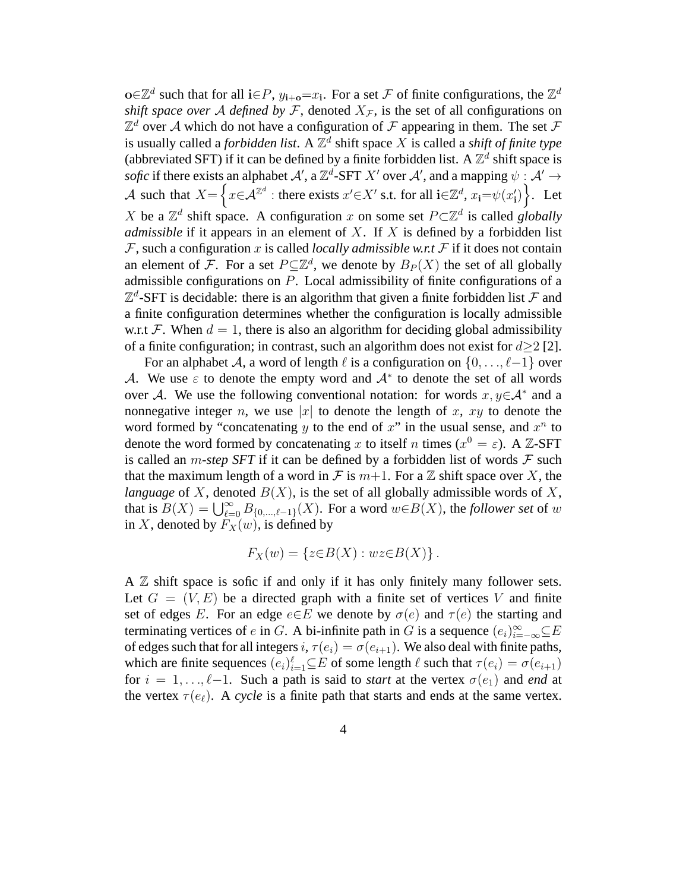$\mathbf{o}\in\mathbb{Z}^d$ such that for all $\mathbf{i}\in P$, $y_{\mathbf{i}+\mathbf{o}}=x_{\mathbf{i}}$. For a set $\mathcal{F}$ of finite configurations, the $\mathbb{Z}^d$ *shift space over $\mathcal{A}$ defined by $\mathcal{F}$*, denoted $X_{\mathcal{F}}$, is the set of all configurations on $\mathbb{Z}^d$ over $\mathcal{A}$ which do not have a configuration of $\mathcal{F}$ appearing in them. The set $\mathcal{F}$ is usually called a *forbidden list*. A $\mathbb{Z}^d$ shift space $X$ is called a *shift of finite type* (abbreviated SFT) if it can be defined by a finite forbidden list. A $\mathbb{Z}^d$ shift space is *sofic* if there exists an alphabet $\mathcal{A}'$, a $\mathbb{Z}^d$-SFT $X'$ over $\mathcal{A}'$, and a mapping $\psi:\mathcal{A}'\to\mathcal{A}$ such that $X=\left\{x\in\mathcal{A}^{\mathbb{Z}^d} : \text{there exists } x'\in X' \text{ s.t. for all } \mathbf{i}\in\mathbb{Z}^d,\, x_{\mathbf{i}}=\psi(x'_{\mathbf{i}})\right\}$. Let $X$ be a $\mathbb{Z}^d$ shift space. A configuration $x$ on some set $P\subset\mathbb{Z}^d$ is called *globally admissible* if it appears in an element of $X$. If $X$ is defined by a forbidden list $\mathcal{F}$, such a configuration $x$ is called *locally admissible w.r.t $\mathcal{F}$* if it does not contain an element of $\mathcal{F}$. For a set $P\subseteq\mathbb{Z}^d$, we denote by $B_P(X)$ the set of all globally admissible configurations on $P$. Local admissibility of finite configurations of a $\mathbb{Z}^d$-SFT is decidable: there is an algorithm that given a finite forbidden list $\mathcal{F}$ and a finite configuration determines whether the configuration is locally admissible w.r.t $\mathcal{F}$. When $d=1$, there is also an algorithm for deciding global admissibility of a finite configuration; in contrast, such an algorithm does not exist for $d\geq 2$ [2].

For an alphabet $\mathcal{A}$, a word of length $\ell$ is a configuration on $\{0,\ldots,\ell-1\}$ over $\mathcal{A}$. We use $\varepsilon$ to denote the empty word and $\mathcal{A}^*$ to denote the set of all words over $\mathcal{A}$. We use the following conventional notation: for words $x,y\in\mathcal{A}^*$ and a nonnegative integer $n$, we use $|x|$ to denote the length of $x$, $xy$ to denote the word formed by "concatenating $y$ to the end of $x$" in the usual sense, and $x^n$ to denote the word formed by concatenating $x$ to itself $n$ times ($x^0=\varepsilon$). A $\mathbb{Z}$-SFT is called an *$m$-step SFT* if it can be defined by a forbidden list of words $\mathcal{F}$ such that the maximum length of a word in $\mathcal{F}$ is $m+1$. For a $\mathbb{Z}$ shift space over $X$, the *language* of $X$, denoted $B(X)$, is the set of all globally admissible words of $X$, that is $B(X)=\bigcup_{\ell=0}^{\infty}B_{\{0,\ldots,\ell-1\}}(X)$. For a word $w\in B(X)$, the *follower set* of $w$ in $X$, denoted by $F_X(w)$, is defined by

$$F_X(w)=\{z\in B(X) : wz\in B(X)\}\,.$$

A $\mathbb{Z}$ shift space is sofic if and only if it has only finitely many follower sets. Let $G=(V,E)$ be a directed graph with a finite set of vertices $V$ and finite set of edges $E$. For an edge $e\in E$ we denote by $\sigma(e)$ and $\tau(e)$ the starting and terminating vertices of $e$ in $G$. A bi-infinite path in $G$ is a sequence $(e_i)_{i=-\infty}^{\infty}\subseteq E$ of edges such that for all integers $i$, $\tau(e_i)=\sigma(e_{i+1})$. We also deal with finite paths, which are finite sequences $(e_i)_{i=1}^{\ell}\subseteq E$ of some length $\ell$ such that $\tau(e_i)=\sigma(e_{i+1})$ for $i=1,\ldots,\ell-1$. Such a path is said to *start* at the vertex $\sigma(e_1)$ and *end* at the vertex $\tau(e_\ell)$. A *cycle* is a finite path that starts and ends at the same vertex.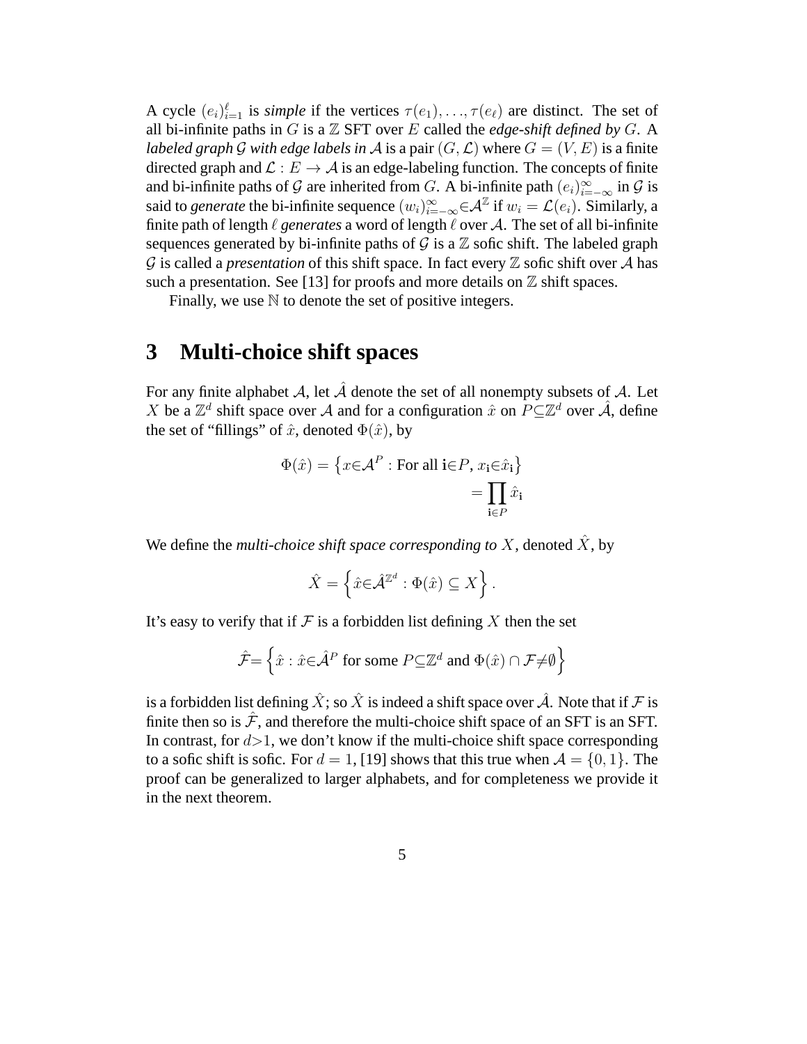A cycle $(e_i)_{i=1}^{\ell}$ is *simple* if the vertices $\tau(e_1),\ldots,\tau(e_\ell)$ are distinct. The set of all bi-infinite paths in $G$ is a $\mathbb{Z}$ SFT over $E$ called the *edge-shift defined by* $G$. A *labeled graph* $\mathcal{G}$ *with edge labels in* $\mathcal{A}$ is a pair $(G,\mathcal{L})$ where $G=(V,E)$ is a finite directed graph and $\mathcal{L}:E\to\mathcal{A}$ is an edge-labeling function. The concepts of finite and bi-infinite paths of $\mathcal{G}$ are inherited from $G$. A bi-infinite path $(e_i)_{i=-\infty}^{\infty}$ in $\mathcal{G}$ is said to *generate* the bi-infinite sequence $(w_i)_{i=-\infty}^{\infty}\in\mathcal{A}^{\mathbb{Z}}$ if $w_i=\mathcal{L}(e_i)$. Similarly, a finite path of length $\ell$ *generates* a word of length $\ell$ over $\mathcal{A}$. The set of all bi-infinite sequences generated by bi-infinite paths of $\mathcal{G}$ is a $\mathbb{Z}$ sofic shift. The labeled graph $\mathcal{G}$ is called a *presentation* of this shift space. In fact every $\mathbb{Z}$ sofic shift over $\mathcal{A}$ has such a presentation. See [13] for proofs and more details on $\mathbb{Z}$ shift spaces.

Finally, we use $\mathbb{N}$ to denote the set of positive integers.

# 3 Multi-choice shift spaces

For any finite alphabet $\mathcal{A}$, let $\hat{\mathcal{A}}$ denote the set of all nonempty subsets of $\mathcal{A}$. Let $X$ be a $\mathbb{Z}^d$ shift space over $\mathcal{A}$ and for a configuration $\hat{x}$ on $P\subseteq\mathbb{Z}^d$ over $\hat{\mathcal{A}}$, define the set of "fillings" of $\hat{x}$, denoted $\Phi(\hat{x})$, by

$$
\begin{aligned}
\Phi(\hat{x}) &= \left\{x\in\mathcal{A}^P : \text{For all } \mathbf{i}\in P,\ x_{\mathbf{i}}\in\hat{x}_{\mathbf{i}}\right\}\\
&= \prod_{\mathbf{i}\in P}\hat{x}_{\mathbf{i}}
\end{aligned}
$$

We define the *multi-choice shift space corresponding to* $X$, denoted $\hat{X}$, by

$$
\hat{X}=\left\{\hat{x}\in\hat{\mathcal{A}}^{\mathbb{Z}^d} : \Phi(\hat{x})\subseteq X\right\}.
$$

It's easy to verify that if $\mathcal{F}$ is a forbidden list defining $X$ then the set

$$
\hat{\mathcal{F}}=\left\{\hat{x} : \hat{x}\in\hat{\mathcal{A}}^P \text{ for some } P\subseteq\mathbb{Z}^d \text{ and } \Phi(\hat{x})\cap\mathcal{F}\neq\emptyset\right\}
$$

is a forbidden list defining $\hat{X}$; so $\hat{X}$ is indeed a shift space over $\hat{\mathcal{A}}$. Note that if $\mathcal{F}$ is finite then so is $\hat{\mathcal{F}}$, and therefore the multi-choice shift space of an SFT is an SFT. In contrast, for $d>1$, we don't know if the multi-choice shift space corresponding to a sofic shift is sofic. For $d=1$, [19] shows that this true when $\mathcal{A}=\{0,1\}$. The proof can be generalized to larger alphabets, and for completeness we provide it in the next theorem.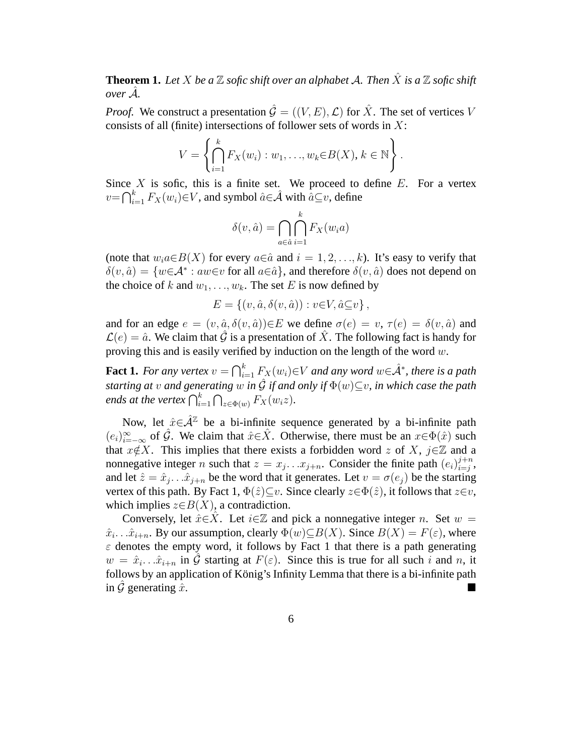**Theorem 1.** *Let $X$ be a $\mathbb{Z}$ sofic shift over an alphabet $\mathcal{A}$. Then $\hat{X}$ is a $\mathbb{Z}$ sofic shift over $\hat{\mathcal{A}}$.*

*Proof.* We construct a presentation $\hat{\mathcal{G}} = ((V,E),\mathcal{L})$ for $\hat{X}$. The set of vertices $V$ consists of all (finite) intersections of follower sets of words in $X$:

$$V = \left\{ \bigcap_{i=1}^{k} F_X(w_i) : w_1,\ldots,w_k \in B(X),\, k\in\mathbb{N} \right\}.$$

Since $X$ is sofic, this is a finite set. We proceed to define $E$. For a vertex $v = \bigcap_{i=1}^{k} F_X(w_i) \in V$, and symbol $\hat{a}\in\hat{\mathcal{A}}$ with $\hat{a}\subseteq v$, define

$$\delta(v,\hat{a}) = \bigcap_{a\in\hat{a}} \bigcap_{i=1}^{k} F_X(w_i a)$$

(note that $w_i a \in B(X)$ for every $a\in\hat{a}$ and $i = 1,2,\ldots,k$). It's easy to verify that $\delta(v,\hat{a}) = \{w\in\mathcal{A}^* : aw\in v \text{ for all } a\in\hat{a}\}$, and therefore $\delta(v,\hat{a})$ does not depend on the choice of $k$ and $w_1,\ldots,w_k$. The set $E$ is now defined by

$$E = \{(v,\hat{a},\delta(v,\hat{a})) : v\in V, \hat{a}\subseteq v\},$$

and for an edge $e = (v,\hat{a},\delta(v,\hat{a}))\in E$ we define $\sigma(e) = v$, $\tau(e) = \delta(v,\hat{a})$ and $\mathcal{L}(e) = \hat{a}$. We claim that $\hat{\mathcal{G}}$ is a presentation of $\hat{X}$. The following fact is handy for proving this and is easily verified by induction on the length of the word $w$.

**Fact 1.** *For any vertex $v = \bigcap_{i=1}^{k} F_X(w_i)\in V$ and any word $w\in\hat{\mathcal{A}}^*$, there is a path starting at $v$ and generating $w$ in $\hat{\mathcal{G}}$ if and only if $\Phi(w)\subseteq v$, in which case the path ends at the vertex $\bigcap_{i=1}^{k}\bigcap_{z\in\Phi(w)} F_X(w_i z)$.*

Now, let $\hat{x}\in\hat{\mathcal{A}}^{\mathbb{Z}}$ be a bi-infinite sequence generated by a bi-infinite path $(e_i)_{i=-\infty}^{\infty}$ of $\hat{\mathcal{G}}$. We claim that $\hat{x}\in\hat{X}$. Otherwise, there must be an $x\in\Phi(\hat{x})$ such that $x\notin X$. This implies that there exists a forbidden word $z$ of $X$, $j\in\mathbb{Z}$ and a nonnegative integer $n$ such that $z = x_j\ldots x_{j+n}$. Consider the finite path $(e_i)_{i=j}^{j+n}$, and let $\hat{z} = \hat{x}_j\ldots\hat{x}_{j+n}$ be the word that it generates. Let $v = \sigma(e_j)$ be the starting vertex of this path. By Fact 1, $\Phi(\hat{z})\subseteq v$. Since clearly $z\in\Phi(\hat{z})$, it follows that $z\in v$, which implies $z\in B(X)$, a contradiction.

Conversely, let $\hat{x}\in\hat{X}$. Let $i\in\mathbb{Z}$ and pick a nonnegative integer $n$. Set $w = \hat{x}_i\ldots\hat{x}_{i+n}$. By our assumption, clearly $\Phi(w)\subseteq B(X)$. Since $B(X) = F(\varepsilon)$, where $\varepsilon$ denotes the empty word, it follows by Fact 1 that there is a path generating $w = \hat{x}_i\ldots\hat{x}_{i+n}$ in $\hat{\mathcal{G}}$ starting at $F(\varepsilon)$. Since this is true for all such $i$ and $n$, it follows by an application of König's Infinity Lemma that there is a bi-infinite path in $\hat{\mathcal{G}}$ generating $\hat{x}$. ■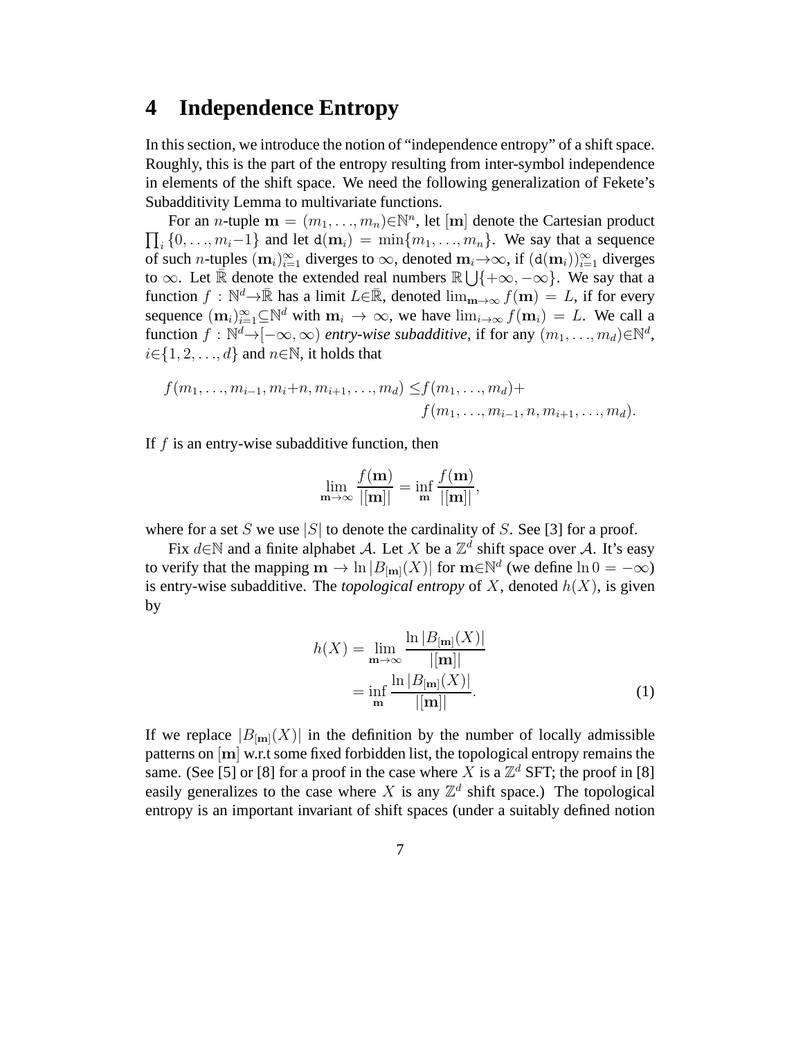# 4 Independence Entropy

In this section, we introduce the notion of "independence entropy" of a shift space. Roughly, this is the part of the entropy resulting from inter-symbol independence in elements of the shift space. We need the following generalization of Fekete's Subadditivity Lemma to multivariate functions.

For an $n$-tuple $\mathbf{m} = (m_1, \ldots, m_n) \in \mathbb{N}^n$, let $[\mathbf{m}]$ denote the Cartesian product $\prod_i \{0, \ldots, m_i - 1\}$ and let $\mathtt{d}(\mathbf{m}_i) = \min\{m_1, \ldots, m_n\}$. We say that a sequence of such $n$-tuples $(\mathbf{m}_i)_{i=1}^{\infty}$ diverges to $\infty$, denoted $\mathbf{m}_i \to \infty$, if $(\mathtt{d}(\mathbf{m}_i))_{i=1}^{\infty}$ diverges to $\infty$. Let $\bar{\mathbb{R}}$ denote the extended real numbers $\mathbb{R} \bigcup \{+\infty, -\infty\}$. We say that a function $f : \mathbb{N}^d \to \bar{\mathbb{R}}$ has a limit $L \in \bar{\mathbb{R}}$, denoted $\lim_{\mathbf{m}\to\infty} f(\mathbf{m}) = L$, if for every sequence $(\mathbf{m}_i)_{i=1}^{\infty} \subseteq \mathbb{N}^d$ with $\mathbf{m}_i \to \infty$, we have $\lim_{i\to\infty} f(\mathbf{m}_i) = L$. We call a function $f : \mathbb{N}^d \to [-\infty, \infty)$ *entry-wise subadditive*, if for any $(m_1, \ldots, m_d) \in \mathbb{N}^d$, $i \in \{1, 2, \ldots, d\}$ and $n \in \mathbb{N}$, it holds that

$$
\begin{aligned}
f(m_1, \ldots, m_{i-1}, m_i + n, m_{i+1}, \ldots, m_d) \leq & f(m_1, \ldots, m_d) + \\
& f(m_1, \ldots, m_{i-1}, n, m_{i+1}, \ldots, m_d).
\end{aligned}
$$

If $f$ is an entry-wise subadditive function, then

$$
\lim_{\mathbf{m}\to\infty} \frac{f(\mathbf{m})}{|[\mathbf{m}]|} = \inf_{\mathbf{m}} \frac{f(\mathbf{m})}{|[\mathbf{m}]|},
$$

where for a set $S$ we use $|S|$ to denote the cardinality of $S$. See [3] for a proof.

Fix $d \in \mathbb{N}$ and a finite alphabet $\mathcal{A}$. Let $X$ be a $\mathbb{Z}^d$ shift space over $\mathcal{A}$. It's easy to verify that the mapping $\mathbf{m} \to \ln |B_{[\mathbf{m}]}(X)|$ for $\mathbf{m} \in \mathbb{N}^d$ (we define $\ln 0 = -\infty$) is entry-wise subadditive. The *topological entropy* of $X$, denoted $h(X)$, is given by

$$
\begin{aligned}
h(X) &= \lim_{\mathbf{m}\to\infty} \frac{\ln |B_{[\mathbf{m}]}(X)|}{|[\mathbf{m}]|} \\
&= \inf_{\mathbf{m}} \frac{\ln |B_{[\mathbf{m}]}(X)|}{|[\mathbf{m}]|}.
\end{aligned}
\tag{1}
$$

If we replace $|B_{[\mathbf{m}]}(X)|$ in the definition by the number of locally admissible patterns on $[\mathbf{m}]$ w.r.t some fixed forbidden list, the topological entropy remains the same. (See [5] or [8] for a proof in the case where $X$ is a $\mathbb{Z}^d$ SFT; the proof in [8] easily generalizes to the case where $X$ is any $\mathbb{Z}^d$ shift space.) The topological entropy is an important invariant of shift spaces (under a suitably defined notion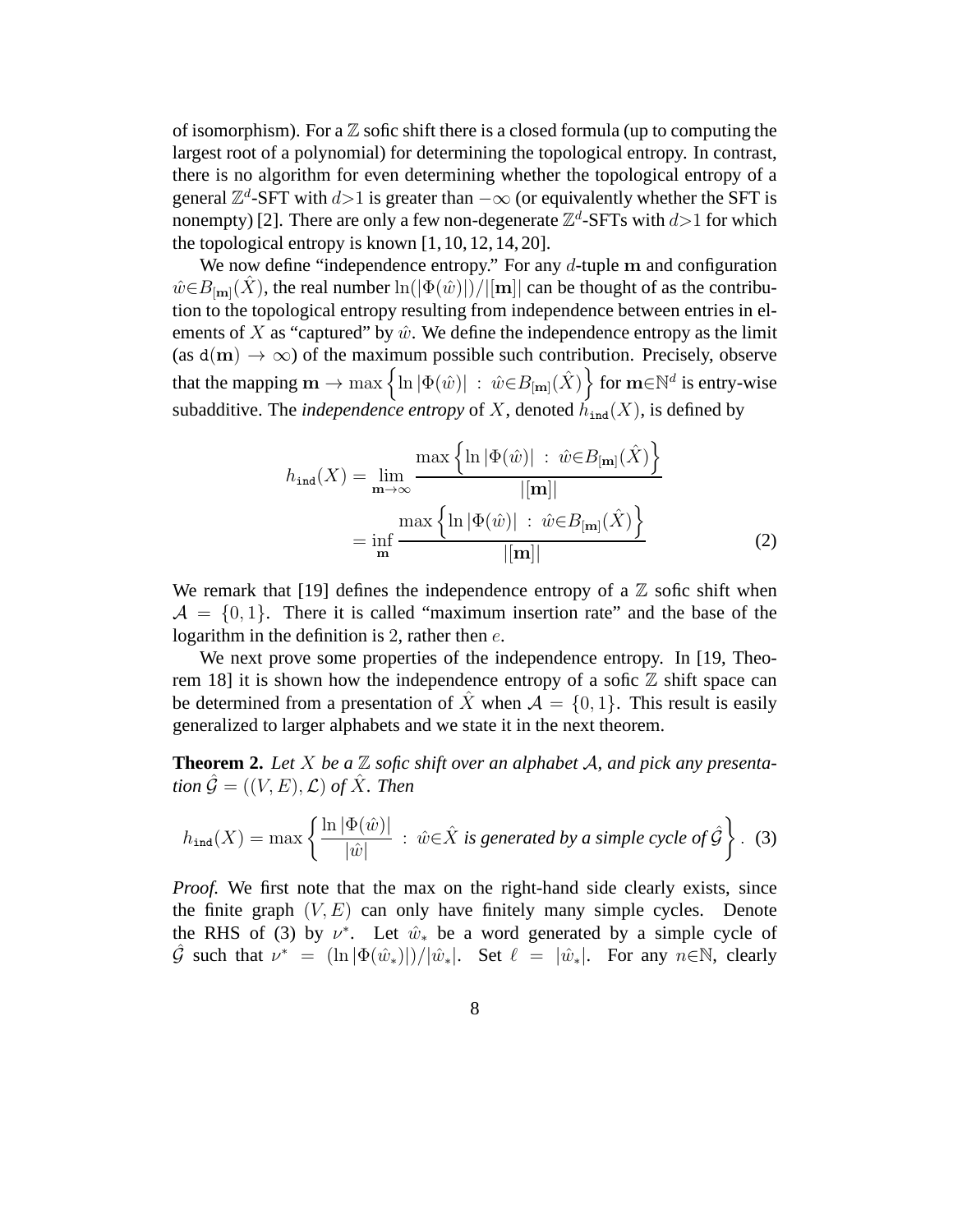of isomorphism). For a $\mathbb{Z}$ sofic shift there is a closed formula (up to computing the largest root of a polynomial) for determining the topological entropy. In contrast, there is no algorithm for even determining whether the topological entropy of a general $\mathbb{Z}^d$-SFT with $d>1$ is greater than $-\infty$ (or equivalently whether the SFT is nonempty) [2]. There are only a few non-degenerate $\mathbb{Z}^d$-SFTs with $d>1$ for which the topological entropy is known [1, 10, 12, 14, 20].

We now define "independence entropy." For any $d$-tuple $\mathbf{m}$ and configuration $\hat{w}\in B_{[\mathbf{m}]}(\hat{X})$, the real number $\ln(|\Phi(\hat{w})|)/|[\mathbf{m}]|$ can be thought of as the contribution to the topological entropy resulting from independence between entries in elements of $X$ as "captured" by $\hat{w}$. We define the independence entropy as the limit (as $\mathtt{d}(\mathbf{m}) \to \infty$) of the maximum possible such contribution. Precisely, observe that the mapping $\mathbf{m} \to \max\left\{\ln|\Phi(\hat{w})| \ : \ \hat{w}\in B_{[\mathbf{m}]}(\hat{X})\right\}$ for $\mathbf{m}\in\mathbb{N}^d$ is entry-wise subadditive. The *independence entropy* of $X$, denoted $h_{\mathtt{ind}}(X)$, is defined by

$$
\begin{aligned}
h_{\mathtt{ind}}(X) &= \lim_{\mathbf{m}\to\infty} \frac{\max\left\{\ln|\Phi(\hat{w})| \ : \ \hat{w}\in B_{[\mathbf{m}]}(\hat{X})\right\}}{|[\mathbf{m}]|} \\
&= \inf_{\mathbf{m}} \frac{\max\left\{\ln|\Phi(\hat{w})| \ : \ \hat{w}\in B_{[\mathbf{m}]}(\hat{X})\right\}}{|[\mathbf{m}]|} \qquad (2)
\end{aligned}
$$

We remark that [19] defines the independence entropy of a $\mathbb{Z}$ sofic shift when $\mathcal{A} = \{0, 1\}$. There it is called "maximum insertion rate" and the base of the logarithm in the definition is $2$, rather then $e$.

We next prove some properties of the independence entropy. In [19, Theorem 18] it is shown how the independence entropy of a sofic $\mathbb{Z}$ shift space can be determined from a presentation of $\hat{X}$ when $\mathcal{A} = \{0, 1\}$. This result is easily generalized to larger alphabets and we state it in the next theorem.

**Theorem 2.** *Let $X$ be a $\mathbb{Z}$ sofic shift over an alphabet $\mathcal{A}$, and pick any presentation $\hat{\mathcal{G}} = ((V,E),\mathcal{L})$ of $\hat{X}$. Then*

$$
h_{\mathtt{ind}}(X) = \max\left\{\frac{\ln|\Phi(\hat{w})|}{|\hat{w}|} \ : \ \hat{w}\in\hat{X} \text{ is generated by a simple cycle of } \hat{\mathcal{G}}\right\}. \quad (3)
$$

*Proof.* We first note that the max on the right-hand side clearly exists, since the finite graph $(V, E)$ can only have finitely many simple cycles. Denote the RHS of (3) by $\nu^*$. Let $\hat{w}_*$ be a word generated by a simple cycle of $\hat{\mathcal{G}}$ such that $\nu^* = (\ln|\Phi(\hat{w}_*)|)/|\hat{w}_*|$. Set $\ell = |\hat{w}_*|$. For any $n\in\mathbb{N}$, clearly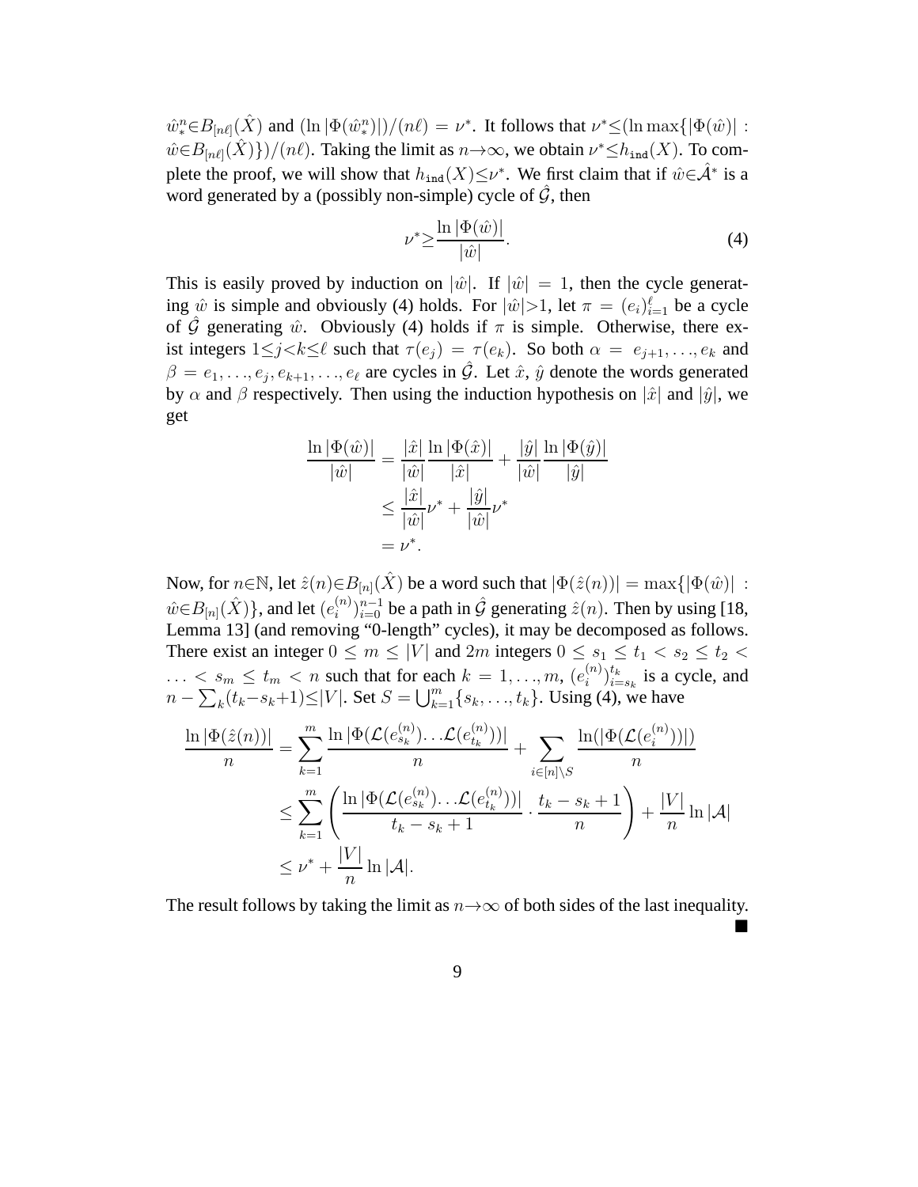$\hat{w}_*^n \in B_{[n\ell]}(\hat{X})$ and $(\ln|\Phi(\hat{w}_*^n)|)/(n\ell) = \nu^*$. It follows that $\nu^* \leq (\ln \max\{|\Phi(\hat{w})| : \hat{w} \in B_{[n\ell]}(\hat{X})\})/(n\ell)$. Taking the limit as $n \to \infty$, we obtain $\nu^* \leq h_{\mathtt{ind}}(X)$. To complete the proof, we will show that $h_{\mathtt{ind}}(X) \leq \nu^*$. We first claim that if $\hat{w} \in \hat{\mathcal{A}}^*$ is a word generated by a (possibly non-simple) cycle of $\hat{\mathcal{G}}$, then

$$\nu^* \geq \frac{\ln|\Phi(\hat{w})|}{|\hat{w}|}. \tag{4}$$

This is easily proved by induction on $|\hat{w}|$. If $|\hat{w}| = 1$, then the cycle generating $\hat{w}$ is simple and obviously (4) holds. For $|\hat{w}| > 1$, let $\pi = (e_i)_{i=1}^{\ell}$ be a cycle of $\hat{\mathcal{G}}$ generating $\hat{w}$. Obviously (4) holds if $\pi$ is simple. Otherwise, there exist integers $1 \leq j < k \leq \ell$ such that $\tau(e_j) = \tau(e_k)$. So both $\alpha = e_{j+1}, \ldots, e_k$ and $\beta = e_1, \ldots, e_j, e_{k+1}, \ldots, e_\ell$ are cycles in $\hat{\mathcal{G}}$. Let $\hat{x}$, $\hat{y}$ denote the words generated by $\alpha$ and $\beta$ respectively. Then using the induction hypothesis on $|\hat{x}|$ and $|\hat{y}|$, we get

$$\begin{aligned}
\frac{\ln|\Phi(\hat{w})|}{|\hat{w}|} &= \frac{|\hat{x}|}{|\hat{w}|}\frac{\ln|\Phi(\hat{x})|}{|\hat{x}|} + \frac{|\hat{y}|}{|\hat{w}|}\frac{\ln|\Phi(\hat{y})|}{|\hat{y}|} \\
&\leq \frac{|\hat{x}|}{|\hat{w}|}\nu^* + \frac{|\hat{y}|}{|\hat{w}|}\nu^* \\
&= \nu^*.
\end{aligned}$$

Now, for $n \in \mathbb{N}$, let $\hat{z}(n) \in B_{[n]}(\hat{X})$ be a word such that $|\Phi(\hat{z}(n))| = \max\{|\Phi(\hat{w})| : \hat{w} \in B_{[n]}(\hat{X})\}$, and let $(e_i^{(n)})_{i=0}^{n-1}$ be a path in $\hat{\mathcal{G}}$ generating $\hat{z}(n)$. Then by using [18, Lemma 13] (and removing "0-length" cycles), it may be decomposed as follows. There exist an integer $0 \leq m \leq |V|$ and $2m$ integers $0 \leq s_1 \leq t_1 < s_2 \leq t_2 < \ldots < s_m \leq t_m < n$ such that for each $k = 1, \ldots, m$, $(e_i^{(n)})_{i=s_k}^{t_k}$ is a cycle, and $n - \sum_k (t_k - s_k + 1) \leq |V|$. Set $S = \bigcup_{k=1}^m \{s_k, \ldots, t_k\}$. Using (4), we have

$$\begin{aligned}
\frac{\ln|\Phi(\hat{z}(n))|}{n} &= \sum_{k=1}^{m} \frac{\ln|\Phi(\mathcal{L}(e_{s_k}^{(n)}) \ldots \mathcal{L}(e_{t_k}^{(n)}))|}{n} + \sum_{i \in [n] \setminus S} \frac{\ln(|\Phi(\mathcal{L}(e_i^{(n)}))|)}{n} \\
&\leq \sum_{k=1}^{m} \left( \frac{\ln|\Phi(\mathcal{L}(e_{s_k}^{(n)}) \ldots \mathcal{L}(e_{t_k}^{(n)}))|}{t_k - s_k + 1} \cdot \frac{t_k - s_k + 1}{n} \right) + \frac{|V|}{n} \ln|\mathcal{A}| \\
&\leq \nu^* + \frac{|V|}{n} \ln|\mathcal{A}|.
\end{aligned}$$

The result follows by taking the limit as $n \to \infty$ of both sides of the last inequality. ■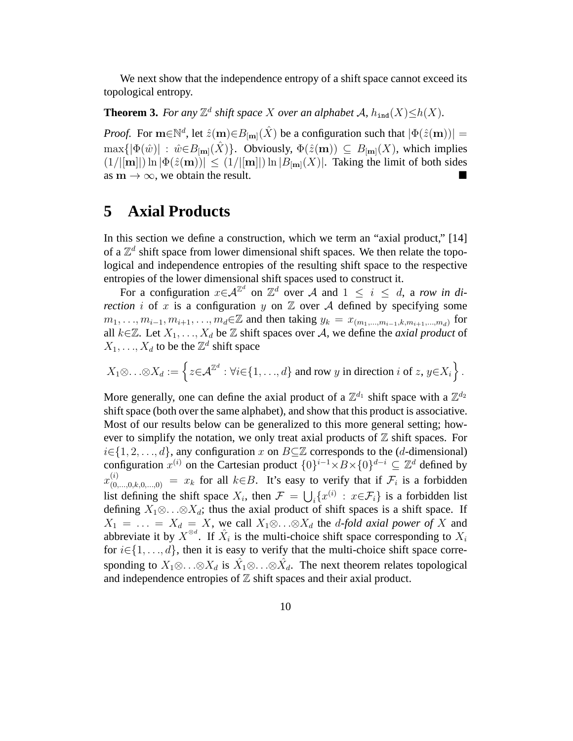We next show that the independence entropy of a shift space cannot exceed its topological entropy.

**Theorem 3.** *For any $\mathbb{Z}^d$ shift space $X$ over an alphabet $\mathcal{A}$, $h_{\texttt{ind}}(X) \leq h(X)$.*

*Proof.* For $\mathbf{m} \in \mathbb{N}^d$, let $\hat{z}(\mathbf{m}) \in B_{[\mathbf{m}]}(\hat{X})$ be a configuration such that $|\Phi(\hat{z}(\mathbf{m}))| = \max\{|\Phi(\hat{w})| : \hat{w} \in B_{[\mathbf{m}]}(\hat{X})\}$. Obviously, $\Phi(\hat{z}(\mathbf{m})) \subseteq B_{[\mathbf{m}]}(X)$, which implies $(1/|[\mathbf{m}]|) \ln |\Phi(\hat{z}(\mathbf{m}))| \leq (1/|[\mathbf{m}]|) \ln |B_{[\mathbf{m}]}(X)|$. Taking the limit of both sides as $\mathbf{m} \to \infty$, we obtain the result. ∎

# 5 Axial Products

In this section we define a construction, which we term an "axial product," [14] of a $\mathbb{Z}^d$ shift space from lower dimensional shift spaces. We then relate the topological and independence entropies of the resulting shift space to the respective entropies of the lower dimensional shift spaces used to construct it.

For a configuration $x \in \mathcal{A}^{\mathbb{Z}^d}$ on $\mathbb{Z}^d$ over $\mathcal{A}$ and $1 \leq i \leq d$, a *row in direction* $i$ of $x$ is a configuration $y$ on $\mathbb{Z}$ over $\mathcal{A}$ defined by specifying some $m_1, \ldots, m_{i-1}, m_{i+1}, \ldots, m_d \in \mathbb{Z}$ and then taking $y_k = x_{(m_1,\ldots,m_{i-1},k,m_{i+1},\ldots,m_d)}$ for all $k \in \mathbb{Z}$. Let $X_1, \ldots, X_d$ be $\mathbb{Z}$ shift spaces over $\mathcal{A}$, we define the *axial product* of $X_1, \ldots, X_d$ to be the $\mathbb{Z}^d$ shift space

$$X_1 \otimes \ldots \otimes X_d := \left\{ z \in \mathcal{A}^{\mathbb{Z}^d} : \forall i \in \{1, \ldots, d\} \text{ and row } y \text{ in direction } i \text{ of } z,\, y \in X_i \right\}.$$

More generally, one can define the axial product of a $\mathbb{Z}^{d_1}$ shift space with a $\mathbb{Z}^{d_2}$ shift space (both over the same alphabet), and show that this product is associative. Most of our results below can be generalized to this more general setting; however to simplify the notation, we only treat axial products of $\mathbb{Z}$ shift spaces. For $i \in \{1, 2, \ldots, d\}$, any configuration $x$ on $B \subseteq \mathbb{Z}$ corresponds to the ($d$-dimensional) configuration $x^{(i)}$ on the Cartesian product $\{0\}^{i-1} \times B \times \{0\}^{d-i} \subseteq \mathbb{Z}^d$ defined by $x^{(i)}_{(0,\ldots,0,k,0,\ldots,0)} = x_k$ for all $k \in B$. It's easy to verify that if $\mathcal{F}_i$ is a forbidden list defining the shift space $X_i$, then $\mathcal{F} = \bigcup_i \{x^{(i)} : x \in \mathcal{F}_i\}$ is a forbidden list defining $X_1 \otimes \ldots \otimes X_d$; thus the axial product of shift spaces is a shift space. If $X_1 = \ldots = X_d = X$, we call $X_1 \otimes \ldots \otimes X_d$ the *$d$-fold axial power of* $X$ and abbreviate it by $X^{\otimes d}$. If $\hat{X}_i$ is the multi-choice shift space corresponding to $X_i$ for $i \in \{1, \ldots, d\}$, then it is easy to verify that the multi-choice shift space corresponding to $X_1 \otimes \ldots \otimes X_d$ is $\hat{X}_1 \otimes \ldots \otimes \hat{X}_d$. The next theorem relates topological and independence entropies of $\mathbb{Z}$ shift spaces and their axial product.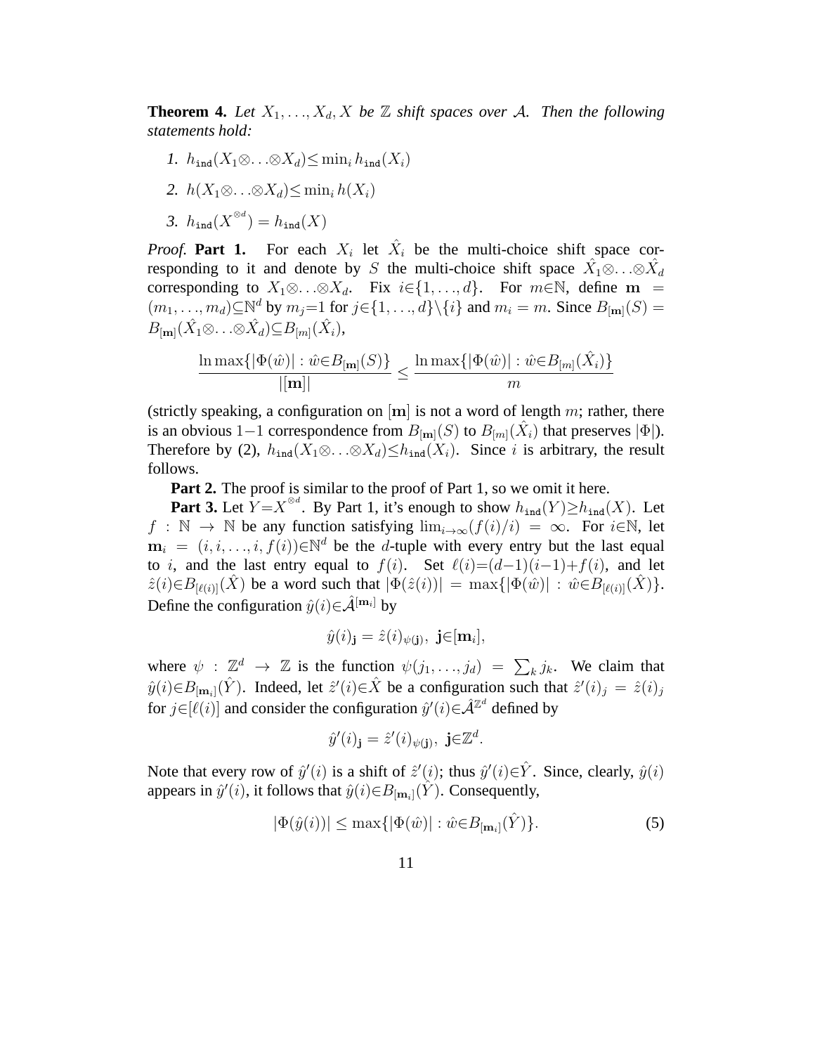**Theorem 4.** *Let $X_1, \ldots, X_d, X$ be $\mathbb{Z}$ shift spaces over $\mathcal{A}$. Then the following statements hold:*

1. $h_{\texttt{ind}}(X_1 \otimes \ldots \otimes X_d) \leq \min_i h_{\texttt{ind}}(X_i)$
2. $h(X_1 \otimes \ldots \otimes X_d) \leq \min_i h(X_i)$
3. $h_{\texttt{ind}}(X^{\otimes d}) = h_{\texttt{ind}}(X)$

*Proof.* **Part 1.** For each $X_i$ let $\hat{X}_i$ be the multi-choice shift space corresponding to it and denote by $S$ the multi-choice shift space $\hat{X}_1 \otimes \ldots \otimes \hat{X}_d$ corresponding to $X_1 \otimes \ldots \otimes X_d$. Fix $i \in \{1, \ldots, d\}$. For $m \in \mathbb{N}$, define $\mathbf{m} = (m_1, \ldots, m_d) \subseteq \mathbb{N}^d$ by $m_j = 1$ for $j \in \{1, \ldots, d\} \setminus \{i\}$ and $m_i = m$. Since $B_{[\mathbf{m}]}(S) = B_{[\mathbf{m}]}(\hat{X}_1 \otimes \ldots \otimes \hat{X}_d) \subseteq B_{[m]}(\hat{X}_i)$,

$$\frac{\ln \max\{|\Phi(\hat{w})| : \hat{w} \in B_{[\mathbf{m}]}(S)\}}{|[\mathbf{m}]|} \leq \frac{\ln \max\{|\Phi(\hat{w})| : \hat{w} \in B_{[m]}(\hat{X}_i)\}}{m}$$

(strictly speaking, a configuration on $[\mathbf{m}]$ is not a word of length $m$; rather, there is an obvious $1-1$ correspondence from $B_{[\mathbf{m}]}(S)$ to $B_{[m]}(\hat{X}_i)$ that preserves $|\Phi|$). Therefore by (2), $h_{\texttt{ind}}(X_1 \otimes \ldots \otimes X_d) \leq h_{\texttt{ind}}(X_i)$. Since $i$ is arbitrary, the result follows.

**Part 2.** The proof is similar to the proof of Part 1, so we omit it here.

**Part 3.** Let $Y = X^{\otimes d}$. By Part 1, it's enough to show $h_{\texttt{ind}}(Y) \geq h_{\texttt{ind}}(X)$. Let $f : \mathbb{N} \to \mathbb{N}$ be any function satisfying $\lim_{i \to \infty}(f(i)/i) = \infty$. For $i \in \mathbb{N}$, let $\mathbf{m}_i = (i, i, \ldots, i, f(i)) \in \mathbb{N}^d$ be the $d$-tuple with every entry but the last equal to $i$, and the last entry equal to $f(i)$. Set $\ell(i) = (d-1)(i-1) + f(i)$, and let $\hat{z}(i) \in B_{[\ell(i)]}(\hat{X})$ be a word such that $|\Phi(\hat{z}(i))| = \max\{|\Phi(\hat{w})| : \hat{w} \in B_{[\ell(i)]}(\hat{X})\}$. Define the configuration $\hat{y}(i) \in \hat{\mathcal{A}}^{[\mathbf{m}_i]}$ by

$$\hat{y}(i)_{\mathbf{j}} = \hat{z}(i)_{\psi(\mathbf{j})}, \ \mathbf{j} \in [\mathbf{m}_i],$$

where $\psi : \mathbb{Z}^d \to \mathbb{Z}$ is the function $\psi(j_1, \ldots, j_d) = \sum_k j_k$. We claim that $\hat{y}(i) \in B_{[\mathbf{m}_i]}(\hat{Y})$. Indeed, let $\hat{z}'(i) \in \hat{X}$ be a configuration such that $\hat{z}'(i)_j = \hat{z}(i)_j$ for $j \in [\ell(i)]$ and consider the configuration $\hat{y}'(i) \in \hat{\mathcal{A}}^{\mathbb{Z}^d}$ defined by

$$\hat{y}'(i)_{\mathbf{j}} = \hat{z}'(i)_{\psi(\mathbf{j})}, \ \mathbf{j} \in \mathbb{Z}^d.$$

Note that every row of $\hat{y}'(i)$ is a shift of $\hat{z}'(i)$; thus $\hat{y}'(i) \in \hat{Y}$. Since, clearly, $\hat{y}(i)$ appears in $\hat{y}'(i)$, it follows that $\hat{y}(i) \in B_{[\mathbf{m}_i]}(\hat{Y})$. Consequently,

$$|\Phi(\hat{y}(i))| \leq \max\{|\Phi(\hat{w})| : \hat{w} \in B_{[\mathbf{m}_i]}(\hat{Y})\}. \tag{5}$$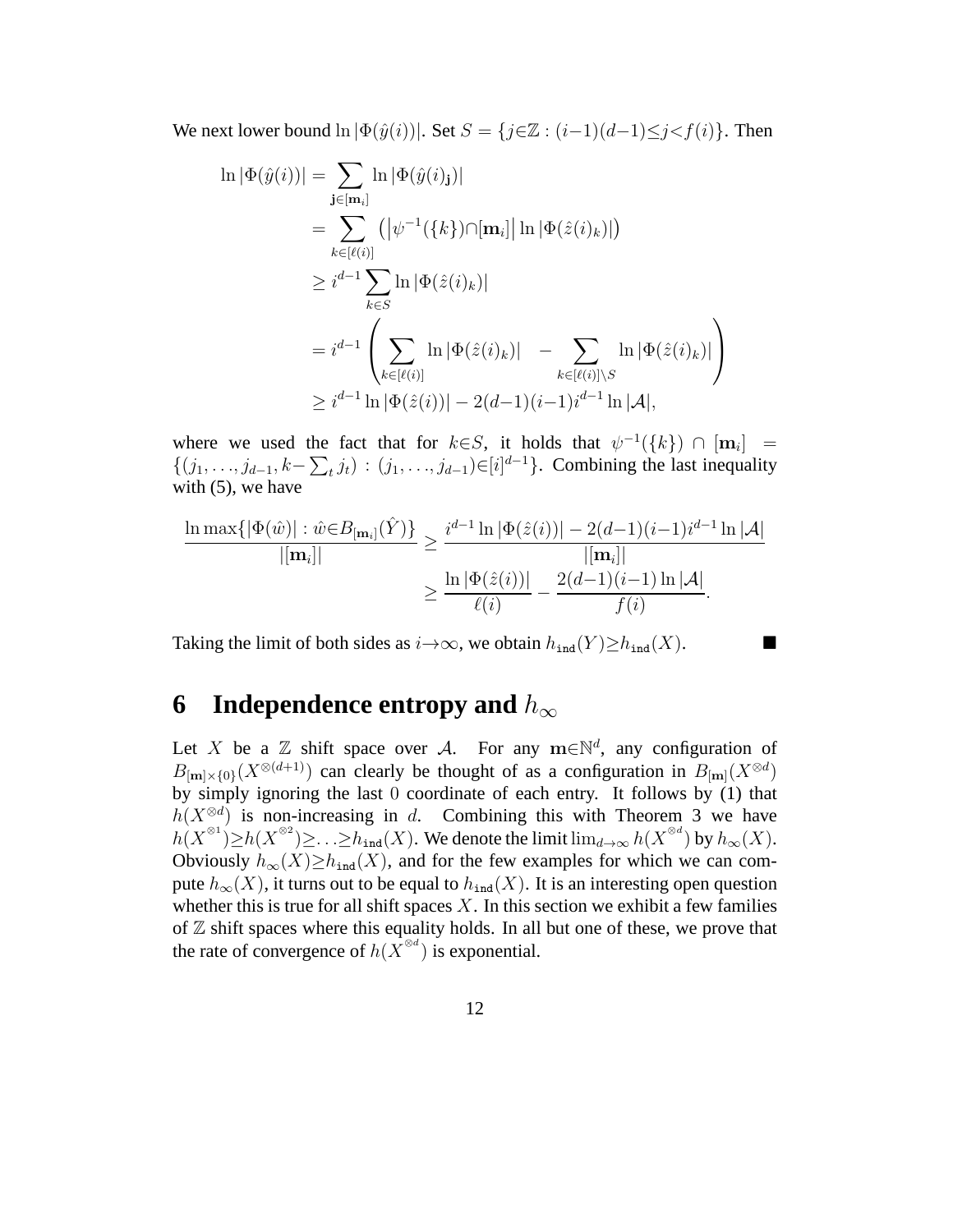We next lower bound $\ln|\Phi(\hat{y}(i))|$. Set $S=\{j\in\mathbb{Z} : (i-1)(d-1)\leq j<f(i)\}$. Then

$$
\begin{aligned}
\ln|\Phi(\hat{y}(i))| &= \sum_{\mathbf{j}\in[\mathbf{m}_i]} \ln|\Phi(\hat{y}(i)_{\mathbf{j}})| \\
&= \sum_{k\in[\ell(i)]} \left(\left|\psi^{-1}(\{k\})\cap[\mathbf{m}_i]\right| \ln|\Phi(\hat{z}(i)_k)|\right) \\
&\geq i^{d-1}\sum_{k\in S} \ln|\Phi(\hat{z}(i)_k)| \\
&= i^{d-1}\left(\sum_{k\in[\ell(i)]} \ln|\Phi(\hat{z}(i)_k)| \quad - \sum_{k\in[\ell(i)]\setminus S} \ln|\Phi(\hat{z}(i)_k)|\right) \\
&\geq i^{d-1}\ln|\Phi(\hat{z}(i))| - 2(d-1)(i-1)i^{d-1}\ln|\mathcal{A}|,
\end{aligned}
$$

where we used the fact that for $k\in S$, it holds that $\psi^{-1}(\{k\})\cap[\mathbf{m}_i] = \{(j_1,\ldots,j_{d-1},k-\sum_t j_t) : (j_1,\ldots,j_{d-1})\in[i]^{d-1}\}$. Combining the last inequality with (5), we have

$$
\begin{aligned}
\frac{\ln\max\{|\Phi(\hat{w})| : \hat{w}\in B_{[\mathbf{m}_i]}(\hat{Y})\}}{|[\mathbf{m}_i]|} &\geq \frac{i^{d-1}\ln|\Phi(\hat{z}(i))| - 2(d-1)(i-1)i^{d-1}\ln|\mathcal{A}|}{|[\mathbf{m}_i]|} \\
&\geq \frac{\ln|\Phi(\hat{z}(i))|}{\ell(i)} - \frac{2(d-1)(i-1)\ln|\mathcal{A}|}{f(i)}.
\end{aligned}
$$

Taking the limit of both sides as $i\to\infty$, we obtain $h_{\mathtt{ind}}(Y)\geq h_{\mathtt{ind}}(X)$. ■

# 6 Independence entropy and $h_\infty$

Let $X$ be a $\mathbb{Z}$ shift space over $\mathcal{A}$. For any $\mathbf{m}\in\mathbb{N}^d$, any configuration of $B_{[\mathbf{m}]\times\{0\}}(X^{\otimes(d+1)})$ can clearly be thought of as a configuration in $B_{[\mathbf{m}]}(X^{\otimes d})$ by simply ignoring the last $0$ coordinate of each entry. It follows by (1) that $h(X^{\otimes d})$ is non-increasing in $d$. Combining this with Theorem 3 we have $h(X^{\otimes 1})\geq h(X^{\otimes 2})\geq\ldots\geq h_{\mathtt{ind}}(X)$. We denote the limit $\lim_{d\to\infty} h(X^{\otimes d})$ by $h_\infty(X)$. Obviously $h_\infty(X)\geq h_{\mathtt{ind}}(X)$, and for the few examples for which we can compute $h_\infty(X)$, it turns out to be equal to $h_{\mathtt{ind}}(X)$. It is an interesting open question whether this is true for all shift spaces $X$. In this section we exhibit a few families of $\mathbb{Z}$ shift spaces where this equality holds. In all but one of these, we prove that the rate of convergence of $h(X^{\otimes d})$ is exponential.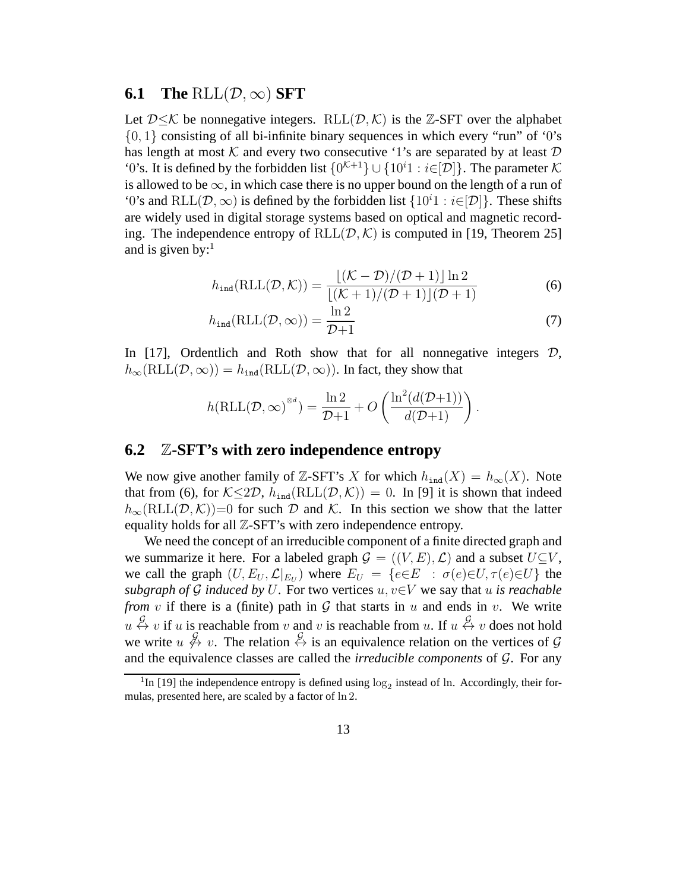## 6.1 The $\mathrm{RLL}(\mathcal{D}, \infty)$ SFT

Let $\mathcal{D} \leq \mathcal{K}$ be nonnegative integers. $\mathrm{RLL}(\mathcal{D}, \mathcal{K})$ is the $\mathbb{Z}$-SFT over the alphabet $\{0, 1\}$ consisting of all bi-infinite binary sequences in which every "run" of '0's has length at most $\mathcal{K}$ and every two consecutive '1's are separated by at least $\mathcal{D}$ '0's. It is defined by the forbidden list $\{0^{\mathcal{K}+1}\} \cup \{10^i1 : i \in [\mathcal{D}]\}$. The parameter $\mathcal{K}$ is allowed to be $\infty$, in which case there is no upper bound on the length of a run of '0's and $\mathrm{RLL}(\mathcal{D}, \infty)$ is defined by the forbidden list $\{10^i1 : i \in [\mathcal{D}]\}$. These shifts are widely used in digital storage systems based on optical and magnetic recording. The independence entropy of $\mathrm{RLL}(\mathcal{D}, \mathcal{K})$ is computed in [19, Theorem 25] and is given by:[1]

$$h_{\mathtt{ind}}(\mathrm{RLL}(\mathcal{D}, \mathcal{K})) = \frac{\lfloor (\mathcal{K} - \mathcal{D})/(\mathcal{D}+1) \rfloor \ln 2}{\lfloor (\mathcal{K}+1)/(\mathcal{D}+1) \rfloor (\mathcal{D}+1)} \tag{6}$$

$$h_{\mathtt{ind}}(\mathrm{RLL}(\mathcal{D}, \infty)) = \frac{\ln 2}{\mathcal{D}+1} \tag{7}$$

In [17], Ordentlich and Roth show that for all nonnegative integers $\mathcal{D}$, $h_\infty(\mathrm{RLL}(\mathcal{D}, \infty)) = h_{\mathtt{ind}}(\mathrm{RLL}(\mathcal{D}, \infty))$. In fact, they show that

$$h(\mathrm{RLL}(\mathcal{D}, \infty)^{\otimes d}) = \frac{\ln 2}{\mathcal{D}+1} + O\left( \frac{\ln^2(d(\mathcal{D}+1))}{d(\mathcal{D}+1)} \right).$$

## 6.2 $\mathbb{Z}$-SFT's with zero independence entropy

We now give another family of $\mathbb{Z}$-SFT's $X$ for which $h_{\mathtt{ind}}(X) = h_\infty(X)$. Note that from (6), for $\mathcal{K} \leq 2\mathcal{D}$, $h_{\mathtt{ind}}(\mathrm{RLL}(\mathcal{D}, \mathcal{K})) = 0$. In [9] it is shown that indeed $h_\infty(\mathrm{RLL}(\mathcal{D}, \mathcal{K})) = 0$ for such $\mathcal{D}$ and $\mathcal{K}$. In this section we show that the latter equality holds for all $\mathbb{Z}$-SFT's with zero independence entropy.

We need the concept of an irreducible component of a finite directed graph and we summarize it here. For a labeled graph $\mathcal{G} = ((V, E), \mathcal{L})$ and a subset $U \subseteq V$, we call the graph $(U, E_U, \mathcal{L}|_{E_U})$ where $E_U = \{e \in E : \sigma(e) \in U, \tau(e) \in U\}$ the *subgraph of $\mathcal{G}$ induced by $U$*. For two vertices $u, v \in V$ we say that $u$ *is reachable from* $v$ if there is a (finite) path in $\mathcal{G}$ that starts in $u$ and ends in $v$. We write $u \overset{\mathcal{G}}{\leftrightarrow} v$ if $u$ is reachable from $v$ and $v$ is reachable from $u$. If $u \overset{\mathcal{G}}{\leftrightarrow} v$ does not hold we write $u \overset{\mathcal{G}}{\not\leftrightarrow} v$. The relation $\overset{\mathcal{G}}{\leftrightarrow}$ is an equivalence relation on the vertices of $\mathcal{G}$ and the equivalence classes are called the *irreducible components* of $\mathcal{G}$. For any

[1] In [19] the independence entropy is defined using $\log_2$ instead of $\ln$. Accordingly, their formulas, presented here, are scaled by a factor of $\ln 2$.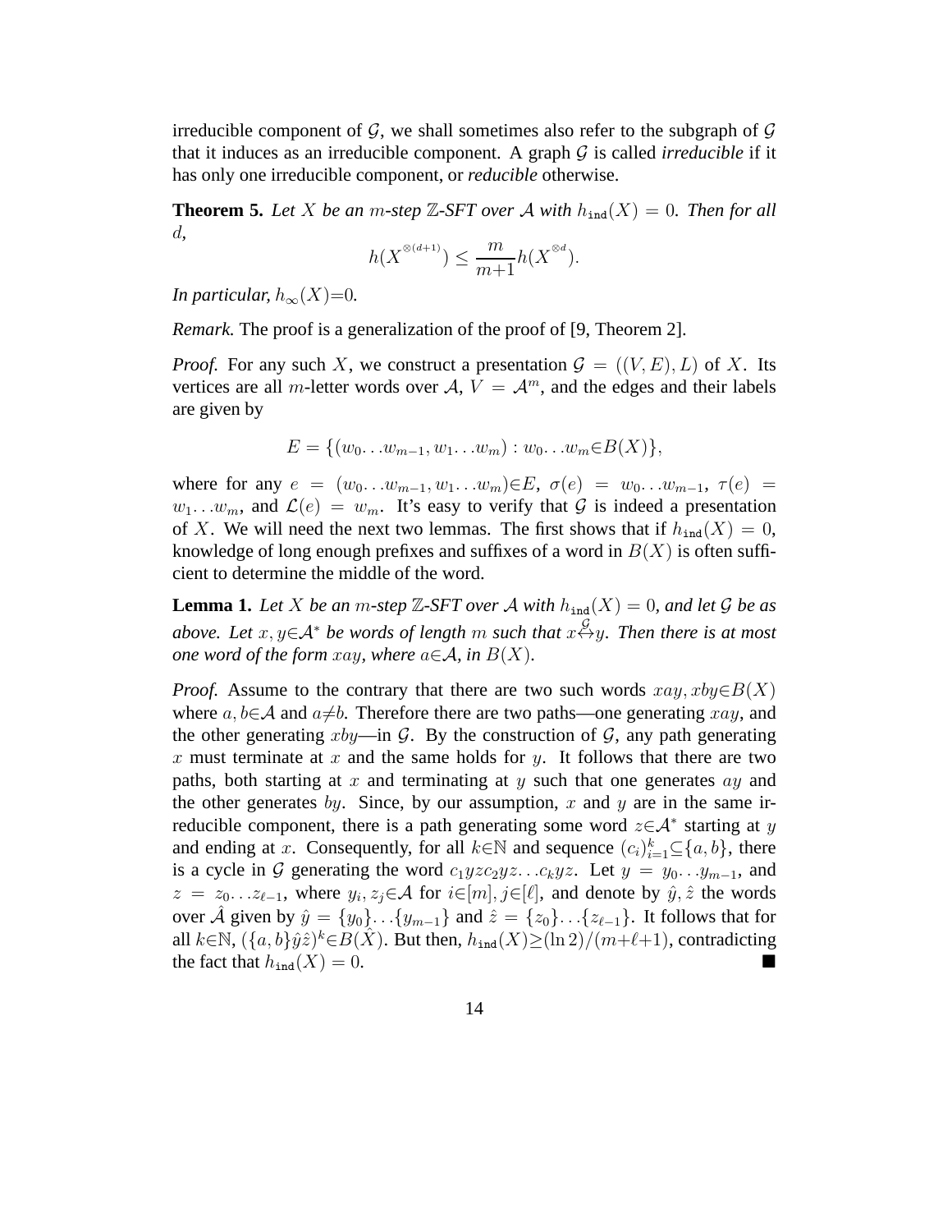irreducible component of $\mathcal{G}$, we shall sometimes also refer to the subgraph of $\mathcal{G}$ that it induces as an irreducible component. A graph $\mathcal{G}$ is called *irreducible* if it has only one irreducible component, or *reducible* otherwise.

**Theorem 5.** *Let $X$ be an $m$-step $\mathbb{Z}$-SFT over $\mathcal{A}$ with $h_{\mathtt{ind}}(X) = 0$. Then for all $d$,*

$$h(X^{\otimes(d+1)}) \leq \frac{m}{m+1} h(X^{\otimes d}).$$

*In particular, $h_\infty(X)=0$.*

*Remark.* The proof is a generalization of the proof of [9, Theorem 2].

*Proof.* For any such $X$, we construct a presentation $\mathcal{G} = ((V, E), L)$ of $X$. Its vertices are all $m$-letter words over $\mathcal{A}$, $V = \mathcal{A}^m$, and the edges and their labels are given by

$$E = \{(w_0 \ldots w_{m-1}, w_1 \ldots w_m) : w_0 \ldots w_m \in B(X)\},$$

where for any $e = (w_0 \ldots w_{m-1}, w_1 \ldots w_m) \in E$, $\sigma(e) = w_0 \ldots w_{m-1}$, $\tau(e) = w_1 \ldots w_m$, and $\mathcal{L}(e) = w_m$. It's easy to verify that $\mathcal{G}$ is indeed a presentation of $X$. We will need the next two lemmas. The first shows that if $h_{\mathtt{ind}}(X) = 0$, knowledge of long enough prefixes and suffixes of a word in $B(X)$ is often sufficient to determine the middle of the word.

**Lemma 1.** *Let $X$ be an $m$-step $\mathbb{Z}$-SFT over $\mathcal{A}$ with $h_{\mathtt{ind}}(X) = 0$, and let $\mathcal{G}$ be as above. Let $x, y \in \mathcal{A}^*$ be words of length $m$ such that $x \overset{\mathcal{G}}{\leftrightarrow} y$. Then there is at most one word of the form $xay$, where $a \in \mathcal{A}$, in $B(X)$.*

*Proof.* Assume to the contrary that there are two such words $xay, xby \in B(X)$ where $a, b \in \mathcal{A}$ and $a \neq b$. Therefore there are two paths—one generating $xay$, and the other generating $xby$—in $\mathcal{G}$. By the construction of $\mathcal{G}$, any path generating $x$ must terminate at $x$ and the same holds for $y$. It follows that there are two paths, both starting at $x$ and terminating at $y$ such that one generates $ay$ and the other generates $by$. Since, by our assumption, $x$ and $y$ are in the same irreducible component, there is a path generating some word $z \in \mathcal{A}^*$ starting at $y$ and ending at $x$. Consequently, for all $k \in \mathbb{N}$ and sequence $(c_i)_{i=1}^k \subseteq \{a, b\}$, there is a cycle in $\mathcal{G}$ generating the word $c_1 yzc_2 yz \ldots c_k yz$. Let $y = y_0 \ldots y_{m-1}$, and $z = z_0 \ldots z_{\ell-1}$, where $y_i, z_j \in \mathcal{A}$ for $i \in [m], j \in [\ell]$, and denote by $\hat{y}, \hat{z}$ the words over $\hat{\mathcal{A}}$ given by $\hat{y} = \{y_0\} \ldots \{y_{m-1}\}$ and $\hat{z} = \{z_0\} \ldots \{z_{\ell-1}\}$. It follows that for all $k \in \mathbb{N}$, $(\{a, b\}\hat{y}\hat{z})^k \in B(\hat{X})$. But then, $h_{\mathtt{ind}}(X) \geq (\ln 2)/(m+\ell+1)$, contradicting the fact that $h_{\mathtt{ind}}(X) = 0$. ■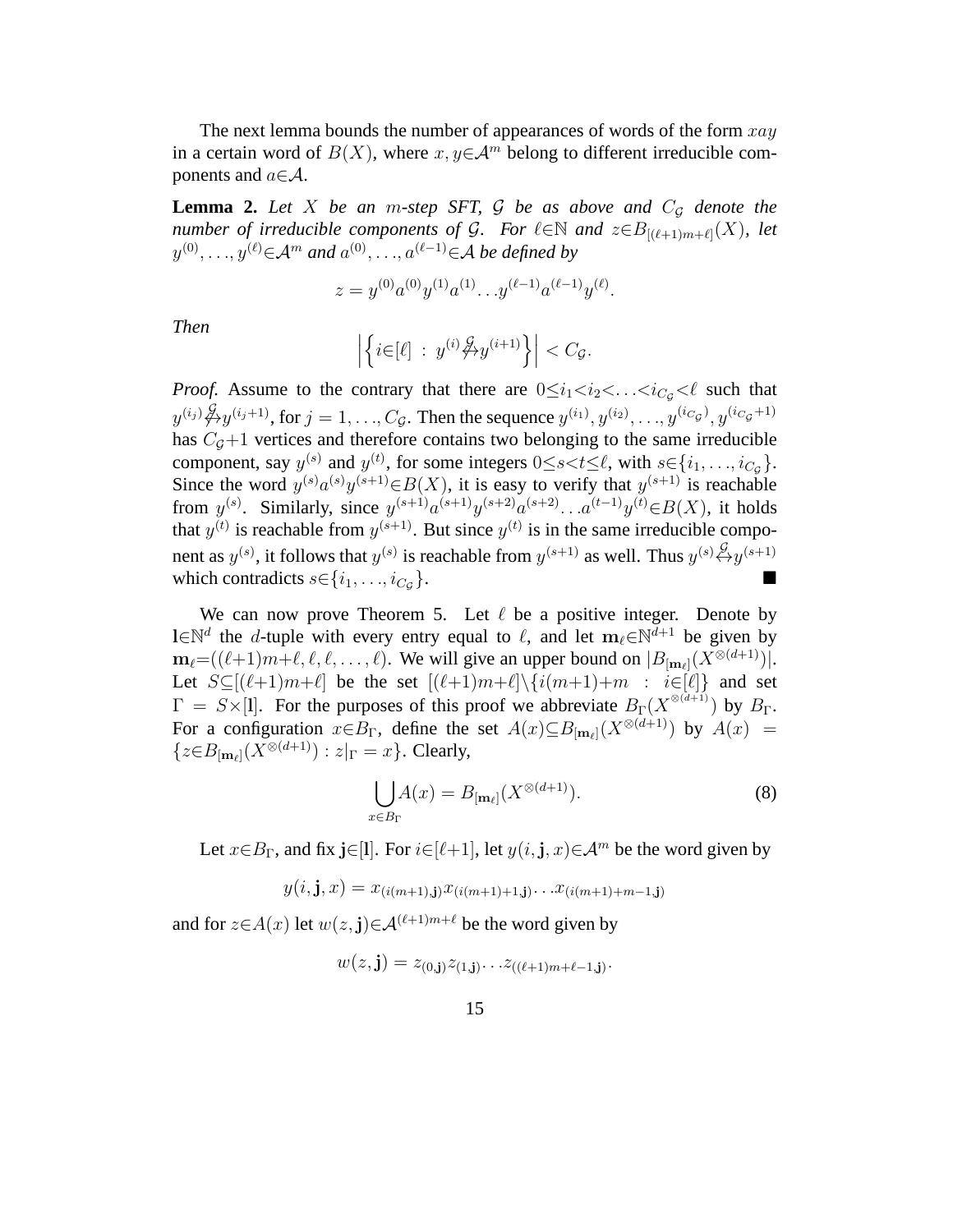The next lemma bounds the number of appearances of words of the form $xay$ in a certain word of $B(X)$, where $x, y \in \mathcal{A}^m$ belong to different irreducible components and $a \in \mathcal{A}$.

**Lemma 2.** *Let $X$ be an $m$-step SFT, $\mathcal{G}$ be as above and $C_{\mathcal{G}}$ denote the number of irreducible components of $\mathcal{G}$. For $\ell \in \mathbb{N}$ and $z \in B_{[(\ell+1)m+\ell]}(X)$, let $y^{(0)}, \ldots, y^{(\ell)} \in \mathcal{A}^m$ and $a^{(0)}, \ldots, a^{(\ell-1)} \in \mathcal{A}$ be defined by*

$$z = y^{(0)} a^{(0)} y^{(1)} a^{(1)} \ldots y^{(\ell-1)} a^{(\ell-1)} y^{(\ell)}.$$

*Then*

$$\left| \left\{ i \in [\ell] \ : \ y^{(i)} \overset{\mathcal{G}}{\not\leftrightarrow} y^{(i+1)} \right\} \right| < C_{\mathcal{G}}.$$

*Proof.* Assume to the contrary that there are $0 \leq i_1 < i_2 < \ldots < i_{C_{\mathcal{G}}} < \ell$ such that $y^{(i_j)} \overset{\mathcal{G}}{\not\leftrightarrow} y^{(i_j+1)}$, for $j = 1, \ldots, C_{\mathcal{G}}$. Then the sequence $y^{(i_1)}, y^{(i_2)}, \ldots, y^{(i_{C_{\mathcal{G}}})}, y^{(i_{C_{\mathcal{G}}}+1)}$ has $C_{\mathcal{G}}+1$ vertices and therefore contains two belonging to the same irreducible component, say $y^{(s)}$ and $y^{(t)}$, for some integers $0 \leq s < t \leq \ell$, with $s \in \{i_1, \ldots, i_{C_{\mathcal{G}}}\}$. Since the word $y^{(s)} a^{(s)} y^{(s+1)} \in B(X)$, it is easy to verify that $y^{(s+1)}$ is reachable from $y^{(s)}$. Similarly, since $y^{(s+1)} a^{(s+1)} y^{(s+2)} a^{(s+2)} \ldots a^{(t-1)} y^{(t)} \in B(X)$, it holds that $y^{(t)}$ is reachable from $y^{(s+1)}$. But since $y^{(t)}$ is in the same irreducible component as $y^{(s)}$, it follows that $y^{(s)}$ is reachable from $y^{(s+1)}$ as well. Thus $y^{(s)} \overset{\mathcal{G}}{\leftrightarrow} y^{(s+1)}$ which contradicts $s \in \{i_1, \ldots, i_{C_{\mathcal{G}}}\}$. ∎

We can now prove Theorem 5. Let $\ell$ be a positive integer. Denote by $\mathbf{l} \in \mathbb{N}^d$ the $d$-tuple with every entry equal to $\ell$, and let $\mathbf{m}_\ell \in \mathbb{N}^{d+1}$ be given by $\mathbf{m}_\ell = ((\ell+1)m+\ell, \ell, \ell, \ldots, \ell)$. We will give an upper bound on $|B_{[\mathbf{m}_\ell]}(X^{\otimes(d+1)})|$. Let $S \subseteq [(\ell+1)m+\ell]$ be the set $[(\ell+1)m+\ell] \setminus \{i(m+1)+m \ : \ i \in [\ell]\}$ and set $\Gamma = S \times [\mathbf{l}]$. For the purposes of this proof we abbreviate $B_\Gamma(X^{\otimes(d+1)})$ by $B_\Gamma$. For a configuration $x \in B_\Gamma$, define the set $A(x) \subseteq B_{[\mathbf{m}_\ell]}(X^{\otimes(d+1)})$ by $A(x) = \{z \in B_{[\mathbf{m}_\ell]}(X^{\otimes(d+1)}) : z|_\Gamma = x\}$. Clearly,

$$\bigcup_{x \in B_\Gamma} A(x) = B_{[\mathbf{m}_\ell]}(X^{\otimes(d+1)}). \tag{8}$$

Let $x \in B_\Gamma$, and fix $\mathbf{j} \in [\mathbf{l}]$. For $i \in [\ell+1]$, let $y(i, \mathbf{j}, x) \in \mathcal{A}^m$ be the word given by

$$y(i, \mathbf{j}, x) = x_{(i(m+1), \mathbf{j})} x_{(i(m+1)+1, \mathbf{j})} \ldots x_{(i(m+1)+m-1, \mathbf{j})}$$

and for $z \in A(x)$ let $w(z, \mathbf{j}) \in \mathcal{A}^{(\ell+1)m+\ell}$ be the word given by

$$w(z, \mathbf{j}) = z_{(0, \mathbf{j})} z_{(1, \mathbf{j})} \ldots z_{((\ell+1)m+\ell-1, \mathbf{j})}.$$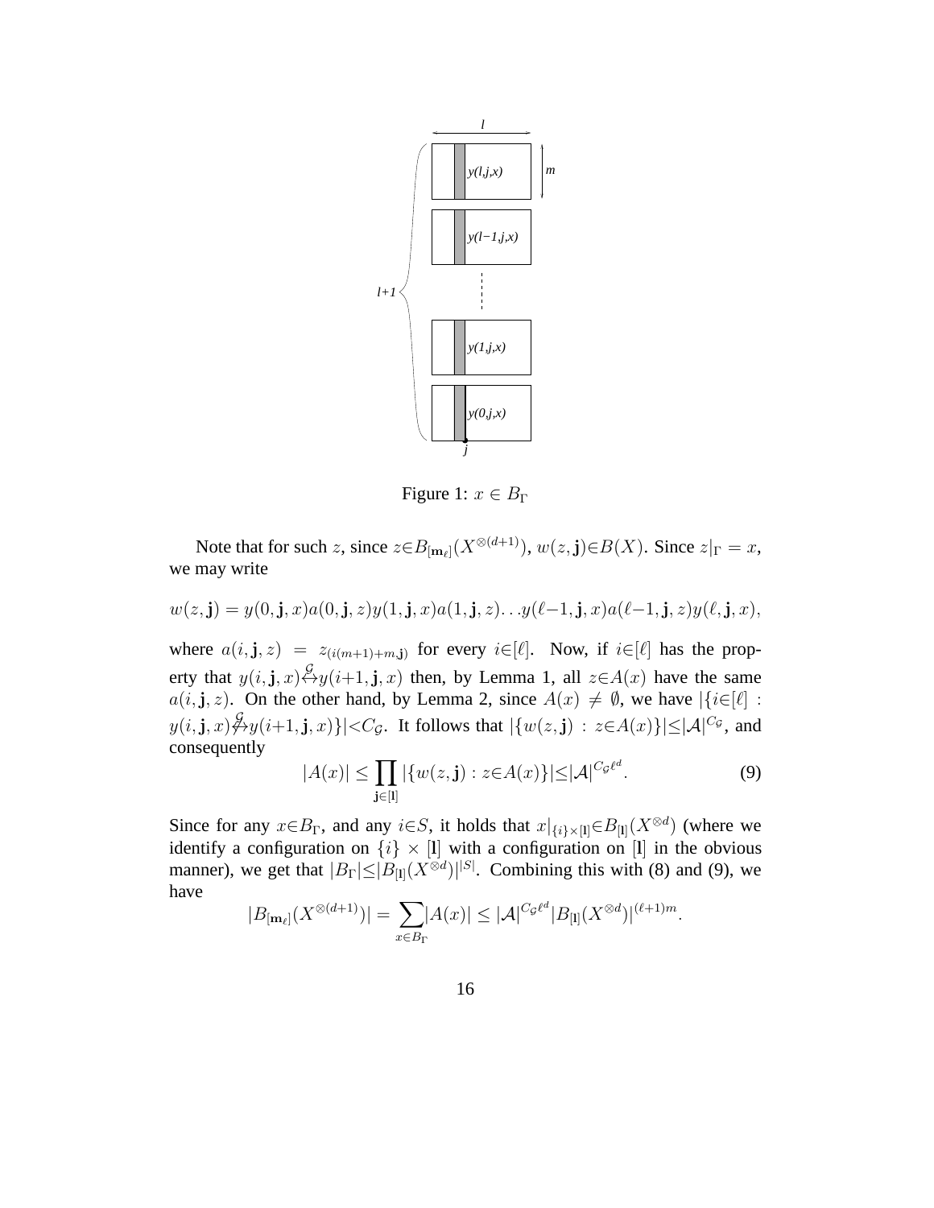Figure 1: $x \in B_\Gamma$

Note that for such $z$, since $z \in B_{[\mathbf{m}_\ell]}(X^{\otimes(d+1)})$, $w(z,\mathbf{j}) \in B(X)$. Since $z|_\Gamma = x$, we may write

$$w(z,\mathbf{j}) = y(0,\mathbf{j},x)a(0,\mathbf{j},z)y(1,\mathbf{j},x)a(1,\mathbf{j},z)\ldots y(\ell-1,\mathbf{j},x)a(\ell-1,\mathbf{j},z)y(\ell,\mathbf{j},x),$$

where $a(i,\mathbf{j},z) = z_{(i(m+1)+m,\mathbf{j})}$ for every $i \in [\ell]$. Now, if $i \in [\ell]$ has the property that $y(i,\mathbf{j},x) \overset{\mathcal{G}}{\leftrightarrow} y(i+1,\mathbf{j},x)$ then, by Lemma 1, all $z \in A(x)$ have the same $a(i,\mathbf{j},z)$. On the other hand, by Lemma 2, since $A(x) \neq \emptyset$, we have $|\{i \in [\ell] : y(i,\mathbf{j},x) \overset{\mathcal{G}}{\not\leftrightarrow} y(i+1,\mathbf{j},x)\}| < C_\mathcal{G}$. It follows that $|\{w(z,\mathbf{j}) : z \in A(x)\}| \leq |\mathcal{A}|^{C_\mathcal{G}}$, and consequently

$$|A(x)| \leq \prod_{\mathbf{j} \in [\mathbf{l}]} |\{w(z,\mathbf{j}) : z \in A(x)\}| \leq |\mathcal{A}|^{C_\mathcal{G}\ell^d}. \tag{9}$$

Since for any $x \in B_\Gamma$, and any $i \in S$, it holds that $x|_{\{i\}\times[\mathbf{l}]} \in B_{[\mathbf{l}]}(X^{\otimes d})$ (where we identify a configuration on $\{i\} \times [\mathbf{l}]$ with a configuration on $[\mathbf{l}]$ in the obvious manner), we get that $|B_\Gamma| \leq |B_{[\mathbf{l}]}(X^{\otimes d})|^{|S|}$. Combining this with (8) and (9), we have

$$|B_{[\mathbf{m}_\ell]}(X^{\otimes(d+1)})| = \sum_{x \in B_\Gamma} |A(x)| \leq |\mathcal{A}|^{C_\mathcal{G}\ell^d} |B_{[\mathbf{l}]}(X^{\otimes d})|^{(\ell+1)m}.$$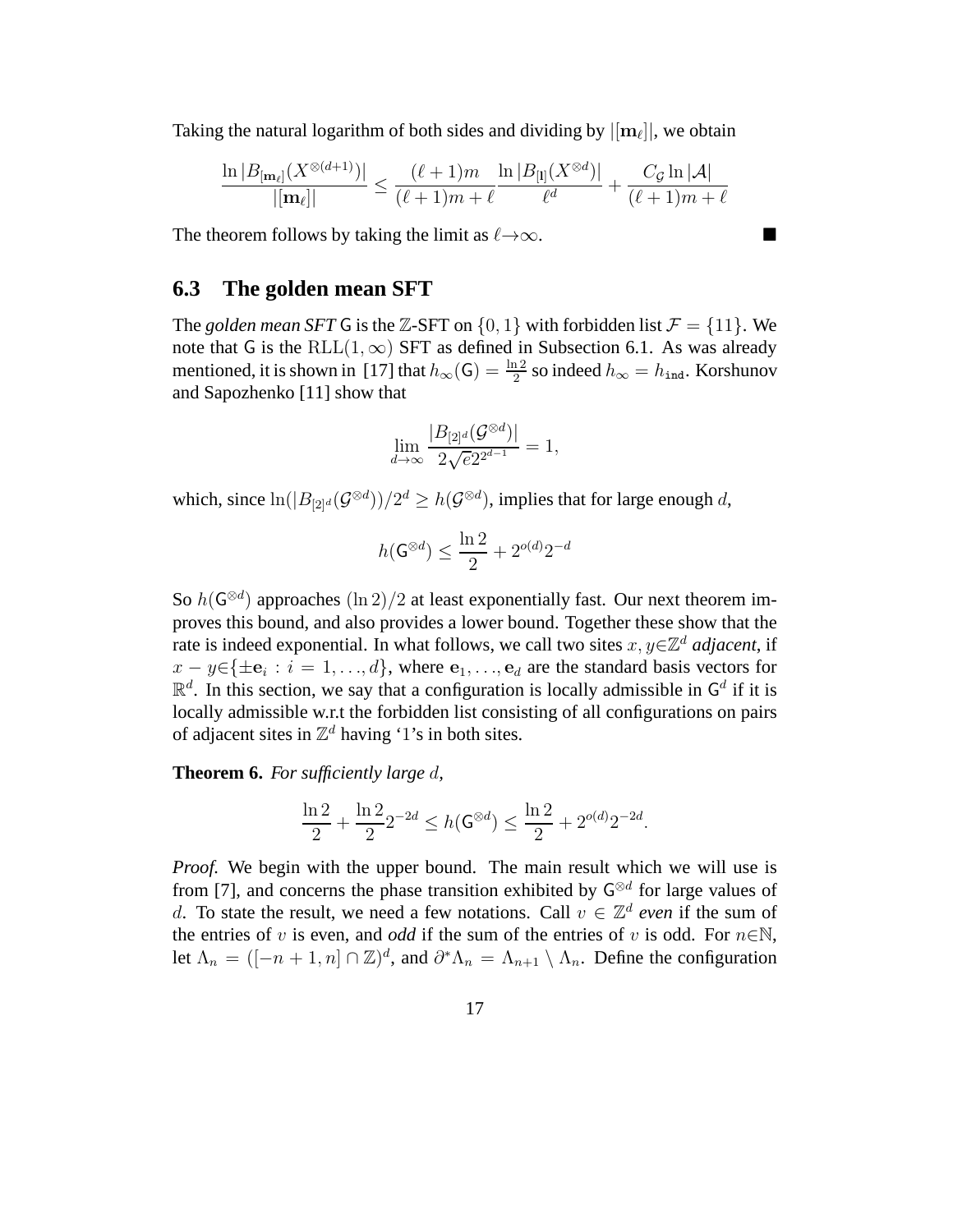Taking the natural logarithm of both sides and dividing by $|[\mathbf{m}_\ell]|$, we obtain

$$\frac{\ln |B_{[\mathbf{m}_\ell]}(X^{\otimes(d+1)})|}{|[\mathbf{m}_\ell]|} \leq \frac{(\ell+1)m}{(\ell+1)m+\ell} \frac{\ln |B_{[\mathbf{l}]}(X^{\otimes d})|}{\ell^d} + \frac{C_{\mathcal{G}} \ln |\mathcal{A}|}{(\ell+1)m+\ell}$$

The theorem follows by taking the limit as $\ell \to \infty$. ■

## 6.3 The golden mean SFT

The *golden mean SFT* $\mathsf{G}$ is the $\mathbb{Z}$-SFT on $\{0,1\}$ with forbidden list $\mathcal{F} = \{11\}$. We note that $\mathsf{G}$ is the $\mathrm{RLL}(1,\infty)$ SFT as defined in Subsection 6.1. As was already mentioned, it is shown in [17] that $h_\infty(\mathsf{G}) = \frac{\ln 2}{2}$ so indeed $h_\infty = h_{\mathtt{ind}}$. Korshunov and Sapozhenko [11] show that

$$\lim_{d\to\infty} \frac{|B_{[2]^d}(\mathcal{G}^{\otimes d})|}{2\sqrt{e}2^{2^{d-1}}} = 1,$$

which, since $\ln(|B_{[2]^d}(\mathcal{G}^{\otimes d}))/2^d \geq h(\mathcal{G}^{\otimes d})$, implies that for large enough $d$,

$$h(\mathsf{G}^{\otimes d}) \leq \frac{\ln 2}{2} + 2^{o(d)} 2^{-d}$$

So $h(\mathsf{G}^{\otimes d})$ approaches $(\ln 2)/2$ at least exponentially fast. Our next theorem improves this bound, and also provides a lower bound. Together these show that the rate is indeed exponential. In what follows, we call two sites $x, y \in \mathbb{Z}^d$ *adjacent*, if $x - y \in \{\pm \mathbf{e}_i : i = 1, \ldots, d\}$, where $\mathbf{e}_1, \ldots, \mathbf{e}_d$ are the standard basis vectors for $\mathbb{R}^d$. In this section, we say that a configuration is locally admissible in $\mathsf{G}^d$ if it is locally admissible w.r.t the forbidden list consisting of all configurations on pairs of adjacent sites in $\mathbb{Z}^d$ having '1's in both sites.

**Theorem 6.** *For sufficiently large* $d$*,*

$$\frac{\ln 2}{2} + \frac{\ln 2}{2} 2^{-2d} \leq h(\mathsf{G}^{\otimes d}) \leq \frac{\ln 2}{2} + 2^{o(d)} 2^{-2d}.$$

*Proof.* We begin with the upper bound. The main result which we will use is from [7], and concerns the phase transition exhibited by $\mathsf{G}^{\otimes d}$ for large values of $d$. To state the result, we need a few notations. Call $v \in \mathbb{Z}^d$ *even* if the sum of the entries of $v$ is even, and *odd* if the sum of the entries of $v$ is odd. For $n \in \mathbb{N}$, let $\Lambda_n = ([-n+1, n] \cap \mathbb{Z})^d$, and $\partial^* \Lambda_n = \Lambda_{n+1} \setminus \Lambda_n$. Define the configuration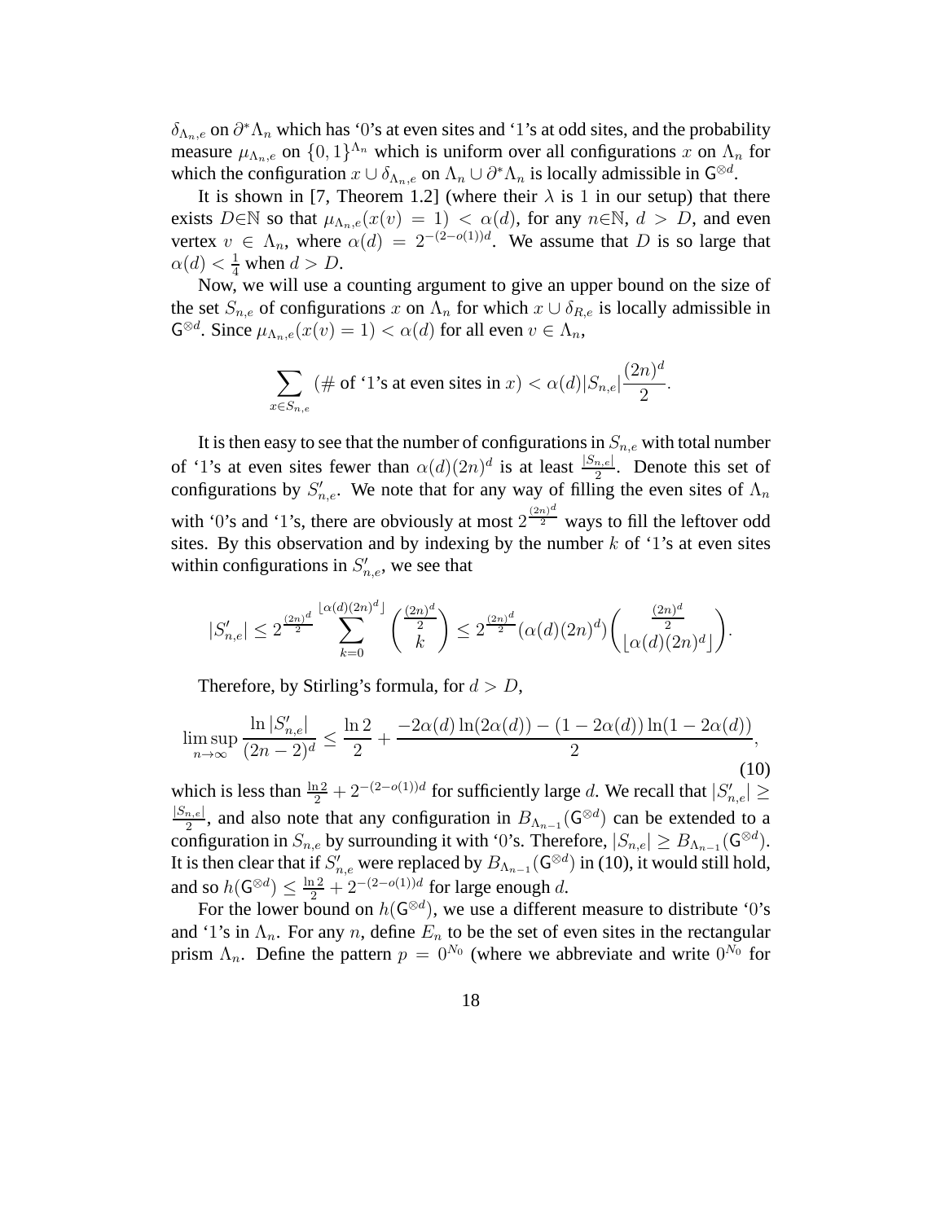$\delta_{\Lambda_n,e}$ on $\partial^*\Lambda_n$ which has '0's at even sites and '1's at odd sites, and the probability measure $\mu_{\Lambda_n,e}$ on $\{0,1\}^{\Lambda_n}$ which is uniform over all configurations $x$ on $\Lambda_n$ for which the configuration $x \cup \delta_{\Lambda_n,e}$ on $\Lambda_n \cup \partial^*\Lambda_n$ is locally admissible in $\mathsf{G}^{\otimes d}$.

It is shown in [7, Theorem 1.2] (where their $\lambda$ is 1 in our setup) that there exists $D \in \mathbb{N}$ so that $\mu_{\Lambda_n,e}(x(v) = 1) < \alpha(d)$, for any $n \in \mathbb{N}$, $d > D$, and even vertex $v \in \Lambda_n$, where $\alpha(d) = 2^{-(2-o(1))d}$. We assume that $D$ is so large that $\alpha(d) < \frac{1}{4}$ when $d > D$.

Now, we will use a counting argument to give an upper bound on the size of the set $S_{n,e}$ of configurations $x$ on $\Lambda_n$ for which $x \cup \delta_{R,e}$ is locally admissible in $\mathsf{G}^{\otimes d}$. Since $\mu_{\Lambda_n,e}(x(v) = 1) < \alpha(d)$ for all even $v \in \Lambda_n$,

$$\sum_{x \in S_{n,e}} (\#\text{ of '1's at even sites in } x) < \alpha(d)|S_{n,e}|\frac{(2n)^d}{2}.$$

It is then easy to see that the number of configurations in $S_{n,e}$ with total number of '1's at even sites fewer than $\alpha(d)(2n)^d$ is at least $\frac{|S_{n,e}|}{2}$. Denote this set of configurations by $S'_{n,e}$. We note that for any way of filling the even sites of $\Lambda_n$ with '0's and '1's, there are obviously at most $2^{\frac{(2n)^d}{2}}$ ways to fill the leftover odd sites. By this observation and by indexing by the number $k$ of '1's at even sites within configurations in $S'_{n,e}$, we see that

$$|S'_{n,e}| \leq 2^{\frac{(2n)^d}{2}} \sum_{k=0}^{\lfloor \alpha(d)(2n)^d \rfloor} \binom{\frac{(2n)^d}{2}}{k} \leq 2^{\frac{(2n)^d}{2}} (\alpha(d)(2n)^d) \binom{\frac{(2n)^d}{2}}{\lfloor \alpha(d)(2n)^d \rfloor}.$$

Therefore, by Stirling's formula, for $d > D$,

$$\limsup_{n \to \infty} \frac{\ln |S'_{n,e}|}{(2n-2)^d} \leq \frac{\ln 2}{2} + \frac{-2\alpha(d)\ln(2\alpha(d)) - (1 - 2\alpha(d))\ln(1 - 2\alpha(d))}{2}, \tag{10}$$

which is less than $\frac{\ln 2}{2} + 2^{-(2-o(1))d}$ for sufficiently large $d$. We recall that $|S'_{n,e}| \geq \frac{|S_{n,e}|}{2}$, and also note that any configuration in $B_{\Lambda_{n-1}}(\mathsf{G}^{\otimes d})$ can be extended to a configuration in $S_{n,e}$ by surrounding it with '0's. Therefore, $|S_{n,e}| \geq B_{\Lambda_{n-1}}(\mathsf{G}^{\otimes d})$. It is then clear that if $S'_{n,e}$ were replaced by $B_{\Lambda_{n-1}}(\mathsf{G}^{\otimes d})$ in (10), it would still hold, and so $h(\mathsf{G}^{\otimes d}) \leq \frac{\ln 2}{2} + 2^{-(2-o(1))d}$ for large enough $d$.

For the lower bound on $h(\mathsf{G}^{\otimes d})$, we use a different measure to distribute '0's and '1's in $\Lambda_n$. For any $n$, define $E_n$ to be the set of even sites in the rectangular prism $\Lambda_n$. Define the pattern $p = 0^{N_0}$ (where we abbreviate and write $0^{N_0}$ for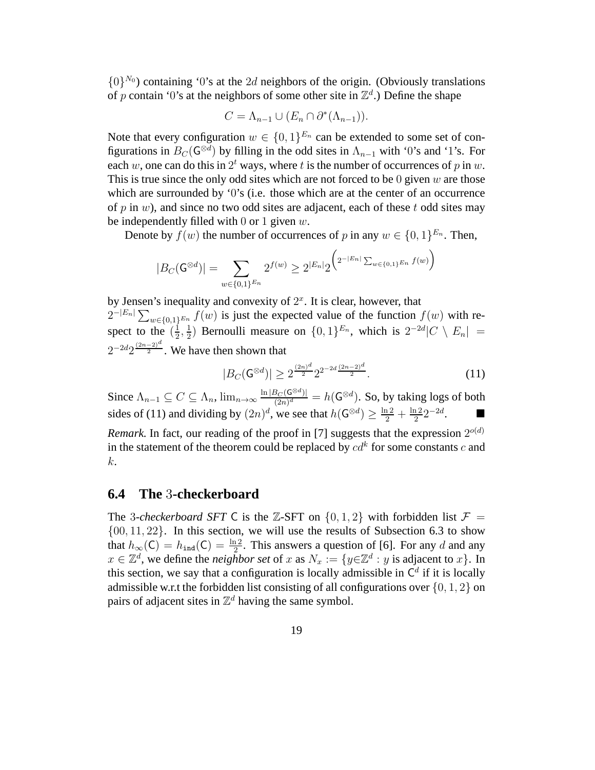$\{0\}^{N_0}$) containing '0's at the $2d$ neighbors of the origin. (Obviously translations of $p$ contain '0's at the neighbors of some other site in $\mathbb{Z}^d$.) Define the shape

$$C = \Lambda_{n-1} \cup (E_n \cap \partial^*(\Lambda_{n-1})).$$

Note that every configuration $w \in \{0,1\}^{E_n}$ can be extended to some set of configurations in $B_C(\mathsf{G}^{\otimes d})$ by filling in the odd sites in $\Lambda_{n-1}$ with '0's and '1's. For each $w$, one can do this in $2^t$ ways, where $t$ is the number of occurrences of $p$ in $w$. This is true since the only odd sites which are not forced to be $0$ given $w$ are those which are surrounded by '0's (i.e. those which are at the center of an occurrence of $p$ in $w$), and since no two odd sites are adjacent, each of these $t$ odd sites may be independently filled with $0$ or $1$ given $w$.

Denote by $f(w)$ the number of occurrences of $p$ in any $w \in \{0,1\}^{E_n}$. Then,

$$|B_C(\mathsf{G}^{\otimes d})| = \sum_{w \in \{0,1\}^{E_n}} 2^{f(w)} \geq 2^{|E_n|} 2^{\left(2^{-|E_n|} \sum_{w \in \{0,1\}^{E_n}} f(w)\right)}$$

by Jensen's inequality and convexity of $2^x$. It is clear, however, that $2^{-|E_n|} \sum_{w \in \{0,1\}^{E_n}} f(w)$ is just the expected value of the function $f(w)$ with respect to the $(\frac{1}{2}, \frac{1}{2})$ Bernoulli measure on $\{0,1\}^{E_n}$, which is $2^{-2d}|C \setminus E_n| = 2^{-2d} 2^{\frac{(2n-2)^d}{2}}$. We have then shown that

$$|B_C(\mathsf{G}^{\otimes d})| \geq 2^{\frac{(2n)^d}{2}} 2^{2^{-2d} \frac{(2n-2)^d}{2}}. \tag{11}$$

Since $\Lambda_{n-1} \subseteq C \subseteq \Lambda_n$, $\lim_{n \to \infty} \frac{\ln |B_C(\mathsf{G}^{\otimes d})|}{(2n)^d} = h(\mathsf{G}^{\otimes d})$. So, by taking logs of both sides of (11) and dividing by $(2n)^d$, we see that $h(\mathsf{G}^{\otimes d}) \geq \frac{\ln 2}{2} + \frac{\ln 2}{2} 2^{-2d}$. ∎

*Remark.* In fact, our reading of the proof in [7] suggests that the expression $2^{o(d)}$ in the statement of the theorem could be replaced by $cd^k$ for some constants $c$ and $k$.

## 6.4 The 3-checkerboard

The *3-checkerboard SFT* $\mathsf{C}$ is the $\mathbb{Z}$-SFT on $\{0,1,2\}$ with forbidden list $\mathcal{F} = \{00, 11, 22\}$. In this section, we will use the results of Subsection 6.3 to show that $h_\infty(\mathsf{C}) = h_{\mathtt{ind}}(\mathsf{C}) = \frac{\ln 2}{2}$. This answers a question of [6]. For any $d$ and any $x \in \mathbb{Z}^d$, we define the *neighbor set* of $x$ as $N_x := \{y \in \mathbb{Z}^d : y \text{ is adjacent to } x\}$. In this section, we say that a configuration is locally admissible in $\mathsf{C}^d$ if it is locally admissible w.r.t the forbidden list consisting of all configurations over $\{0,1,2\}$ on pairs of adjacent sites in $\mathbb{Z}^d$ having the same symbol.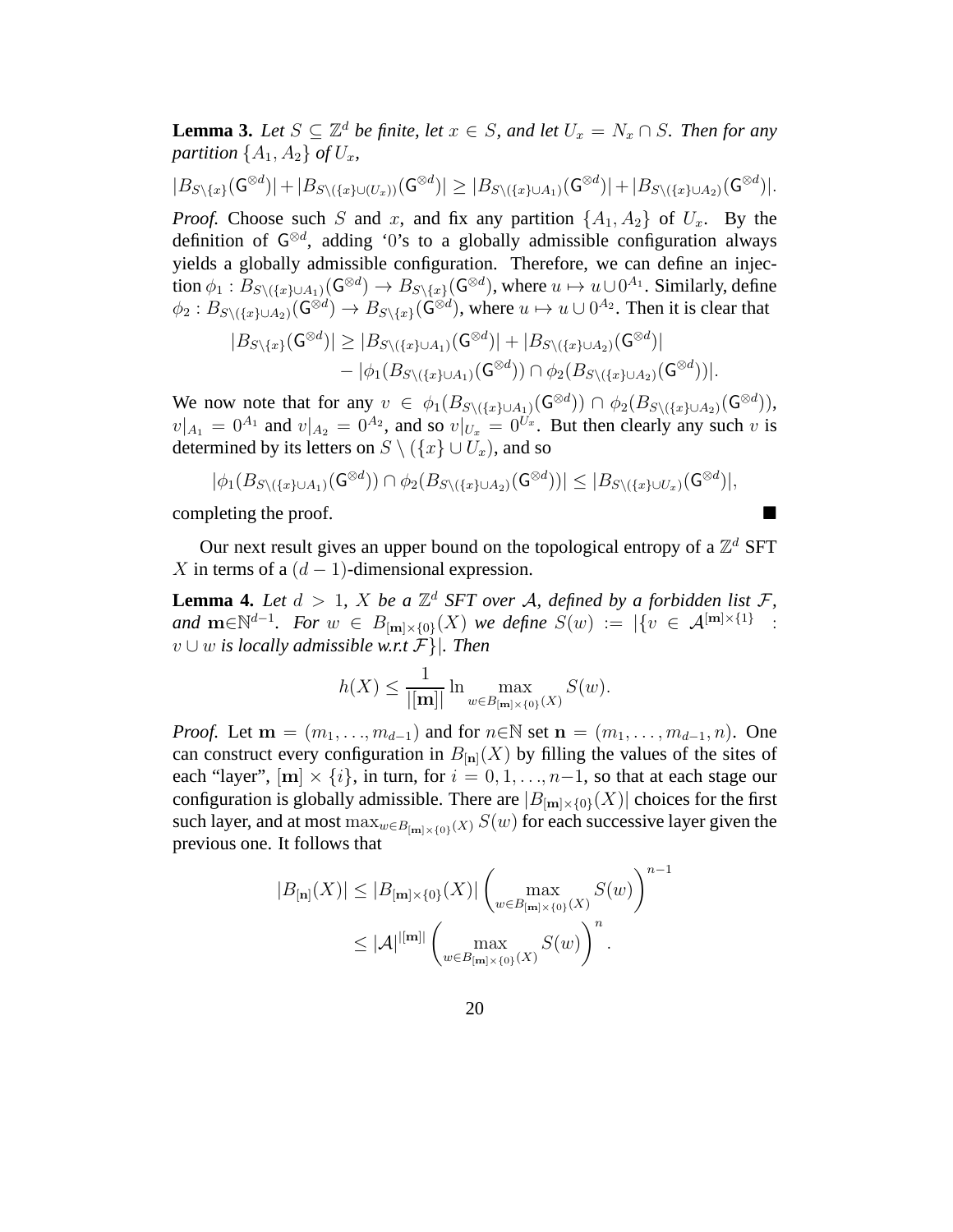**Lemma 3.** *Let $S \subseteq \mathbb{Z}^d$ be finite, let $x \in S$, and let $U_x = N_x \cap S$. Then for any partition $\{A_1, A_2\}$ of $U_x$,*

$$|B_{S\setminus\{x\}}(\mathsf{G}^{\otimes d})| + |B_{S\setminus(\{x\}\cup(U_x))}(\mathsf{G}^{\otimes d})| \geq |B_{S\setminus(\{x\}\cup A_1)}(\mathsf{G}^{\otimes d})| + |B_{S\setminus(\{x\}\cup A_2)}(\mathsf{G}^{\otimes d})|.$$

*Proof.* Choose such $S$ and $x$, and fix any partition $\{A_1, A_2\}$ of $U_x$. By the definition of $\mathsf{G}^{\otimes d}$, adding '0's to a globally admissible configuration always yields a globally admissible configuration. Therefore, we can define an injection $\phi_1 : B_{S\setminus(\{x\}\cup A_1)}(\mathsf{G}^{\otimes d}) \to B_{S\setminus\{x\}}(\mathsf{G}^{\otimes d})$, where $u \mapsto u \cup 0^{A_1}$. Similarly, define $\phi_2 : B_{S\setminus(\{x\}\cup A_2)}(\mathsf{G}^{\otimes d}) \to B_{S\setminus\{x\}}(\mathsf{G}^{\otimes d})$, where $u \mapsto u \cup 0^{A_2}$. Then it is clear that

$$\begin{aligned}|B_{S\setminus\{x\}}(\mathsf{G}^{\otimes d})| \geq\ & |B_{S\setminus(\{x\}\cup A_1)}(\mathsf{G}^{\otimes d})| + |B_{S\setminus(\{x\}\cup A_2)}(\mathsf{G}^{\otimes d})| \\ & - |\phi_1(B_{S\setminus(\{x\}\cup A_1)}(\mathsf{G}^{\otimes d})) \cap \phi_2(B_{S\setminus(\{x\}\cup A_2)}(\mathsf{G}^{\otimes d}))|.\end{aligned}$$

We now note that for any $v \in \phi_1(B_{S\setminus(\{x\}\cup A_1)}(\mathsf{G}^{\otimes d})) \cap \phi_2(B_{S\setminus(\{x\}\cup A_2)}(\mathsf{G}^{\otimes d}))$, $v|_{A_1} = 0^{A_1}$ and $v|_{A_2} = 0^{A_2}$, and so $v|_{U_x} = 0^{U_x}$. But then clearly any such $v$ is determined by its letters on $S \setminus (\{x\} \cup U_x)$, and so

$$|\phi_1(B_{S\setminus(\{x\}\cup A_1)}(\mathsf{G}^{\otimes d})) \cap \phi_2(B_{S\setminus(\{x\}\cup A_2)}(\mathsf{G}^{\otimes d}))| \leq |B_{S\setminus(\{x\}\cup U_x)}(\mathsf{G}^{\otimes d})|,$$

completing the proof. ∎

Our next result gives an upper bound on the topological entropy of a $\mathbb{Z}^d$ SFT $X$ in terms of a $(d-1)$-dimensional expression.

**Lemma 4.** *Let $d > 1$, $X$ be a $\mathbb{Z}^d$ SFT over $\mathcal{A}$, defined by a forbidden list $\mathcal{F}$, and $\mathbf{m}\in\mathbb{N}^{d-1}$. For $w \in B_{[\mathbf{m}]\times\{0\}}(X)$ we define $S(w) := |\{v \in \mathcal{A}^{[\mathbf{m}]\times\{1\}} : v \cup w$ is locally admissible w.r.t $\mathcal{F}\}|$. Then*

$$h(X) \leq \frac{1}{|[\mathbf{m}]|} \ln \max_{w\in B_{[\mathbf{m}]\times\{0\}}(X)} S(w).$$

*Proof.* Let $\mathbf{m} = (m_1, \ldots, m_{d-1})$ and for $n\in\mathbb{N}$ set $\mathbf{n} = (m_1, \ldots, m_{d-1}, n)$. One can construct every configuration in $B_{[\mathbf{n}]}(X)$ by filling the values of the sites of each "layer", $[\mathbf{m}] \times \{i\}$, in turn, for $i = 0, 1, \ldots, n-1$, so that at each stage our configuration is globally admissible. There are $|B_{[\mathbf{m}]\times\{0\}}(X)|$ choices for the first such layer, and at most $\max_{w\in B_{[\mathbf{m}]\times\{0\}}(X)} S(w)$ for each successive layer given the previous one. It follows that

$$\begin{aligned}|B_{[\mathbf{n}]}(X)| &\leq |B_{[\mathbf{m}]\times\{0\}}(X)| \left(\max_{w\in B_{[\mathbf{m}]\times\{0\}}(X)} S(w)\right)^{n-1} \\ &\leq |\mathcal{A}|^{|[\mathbf{m}]|} \left(\max_{w\in B_{[\mathbf{m}]\times\{0\}}(X)} S(w)\right)^{n}.\end{aligned}$$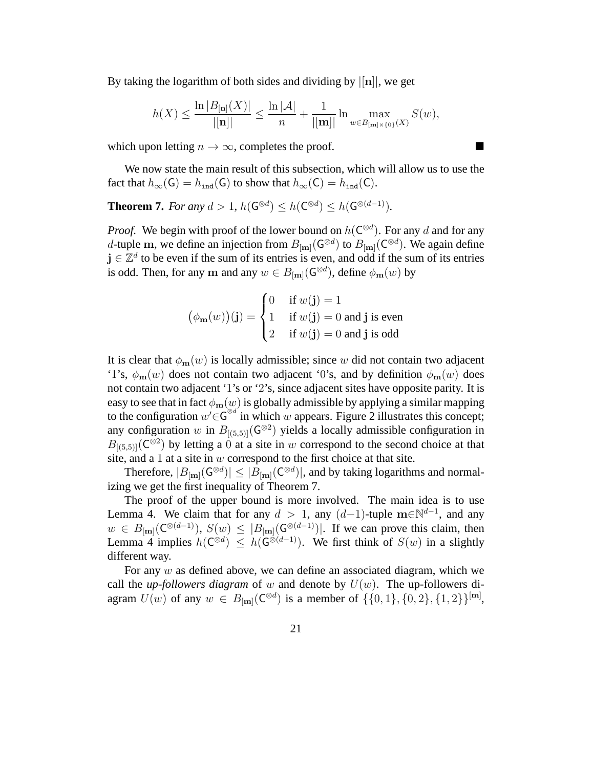By taking the logarithm of both sides and dividing by $|[\mathbf{n}]|$, we get

$$h(X) \leq \frac{\ln |B_{[\mathbf{n}]}(X)|}{|[\mathbf{n}]|} \leq \frac{\ln |\mathcal{A}|}{n} + \frac{1}{|[\mathbf{m}]|} \ln \max_{w \in B_{[\mathbf{m}] \times \{0\}}(X)} S(w),$$

which upon letting $n \to \infty$, completes the proof. ■

We now state the main result of this subsection, which will allow us to use the fact that $h_\infty(\mathsf{G}) = h_{\mathtt{ind}}(\mathsf{G})$ to show that $h_\infty(\mathsf{C}) = h_{\mathtt{ind}}(\mathsf{C})$.

**Theorem 7.** *For any $d > 1$, $h(\mathsf{G}^{\otimes d}) \leq h(\mathsf{C}^{\otimes d}) \leq h(\mathsf{G}^{\otimes (d-1)})$.*

*Proof.* We begin with proof of the lower bound on $h(\mathsf{C}^{\otimes d})$. For any $d$ and for any $d$-tuple $\mathbf{m}$, we define an injection from $B_{[\mathbf{m}]}(\mathsf{G}^{\otimes d})$ to $B_{[\mathbf{m}]}(\mathsf{C}^{\otimes d})$. We again define $\mathbf{j} \in \mathbb{Z}^d$ to be even if the sum of its entries is even, and odd if the sum of its entries is odd. Then, for any $\mathbf{m}$ and any $w \in B_{[\mathbf{m}]}(\mathsf{G}^{\otimes d})$, define $\phi_{\mathbf{m}}(w)$ by

$$\big(\phi_{\mathbf{m}}(w)\big)(\mathbf{j}) = \begin{cases} 0 & \text{if } w(\mathbf{j}) = 1 \\ 1 & \text{if } w(\mathbf{j}) = 0 \text{ and } \mathbf{j} \text{ is even} \\ 2 & \text{if } w(\mathbf{j}) = 0 \text{ and } \mathbf{j} \text{ is odd} \end{cases}$$

It is clear that $\phi_{\mathbf{m}}(w)$ is locally admissible; since $w$ did not contain two adjacent '1's, $\phi_{\mathbf{m}}(w)$ does not contain two adjacent '0's, and by definition $\phi_{\mathbf{m}}(w)$ does not contain two adjacent '1's or '2's, since adjacent sites have opposite parity. It is easy to see that in fact $\phi_{\mathbf{m}}(w)$ is globally admissible by applying a similar mapping to the configuration $w' \in \mathsf{G}^{\otimes d}$ in which $w$ appears. Figure 2 illustrates this concept; any configuration $w$ in $B_{[(5,5)]}(\mathsf{G}^{\otimes 2})$ yields a locally admissible configuration in $B_{[(5,5)]}(\mathsf{C}^{\otimes 2})$ by letting a $0$ at a site in $w$ correspond to the second choice at that site, and a $1$ at a site in $w$ correspond to the first choice at that site.

Therefore, $|B_{[\mathbf{m}]}(\mathsf{G}^{\otimes d})| \leq |B_{[\mathbf{m}]}(\mathsf{C}^{\otimes d})|$, and by taking logarithms and normalizing we get the first inequality of Theorem 7.

The proof of the upper bound is more involved. The main idea is to use Lemma 4. We claim that for any $d > 1$, any $(d-1)$-tuple $\mathbf{m} \in \mathbb{N}^{d-1}$, and any $w \in B_{[\mathbf{m}]}(\mathsf{C}^{\otimes (d-1)})$, $S(w) \leq |B_{[\mathbf{m}]}(\mathsf{G}^{\otimes (d-1)})|$. If we can prove this claim, then Lemma 4 implies $h(\mathsf{C}^{\otimes d}) \leq h(\mathsf{G}^{\otimes (d-1)})$. We first think of $S(w)$ in a slightly different way.

For any $w$ as defined above, we can define an associated diagram, which we call the *up-followers diagram* of $w$ and denote by $U(w)$. The up-followers diagram $U(w)$ of any $w \in B_{[\mathbf{m}]}(\mathsf{C}^{\otimes d})$ is a member of $\{\{0,1\},\{0,2\},\{1,2\}\}^{[\mathbf{m}]}$,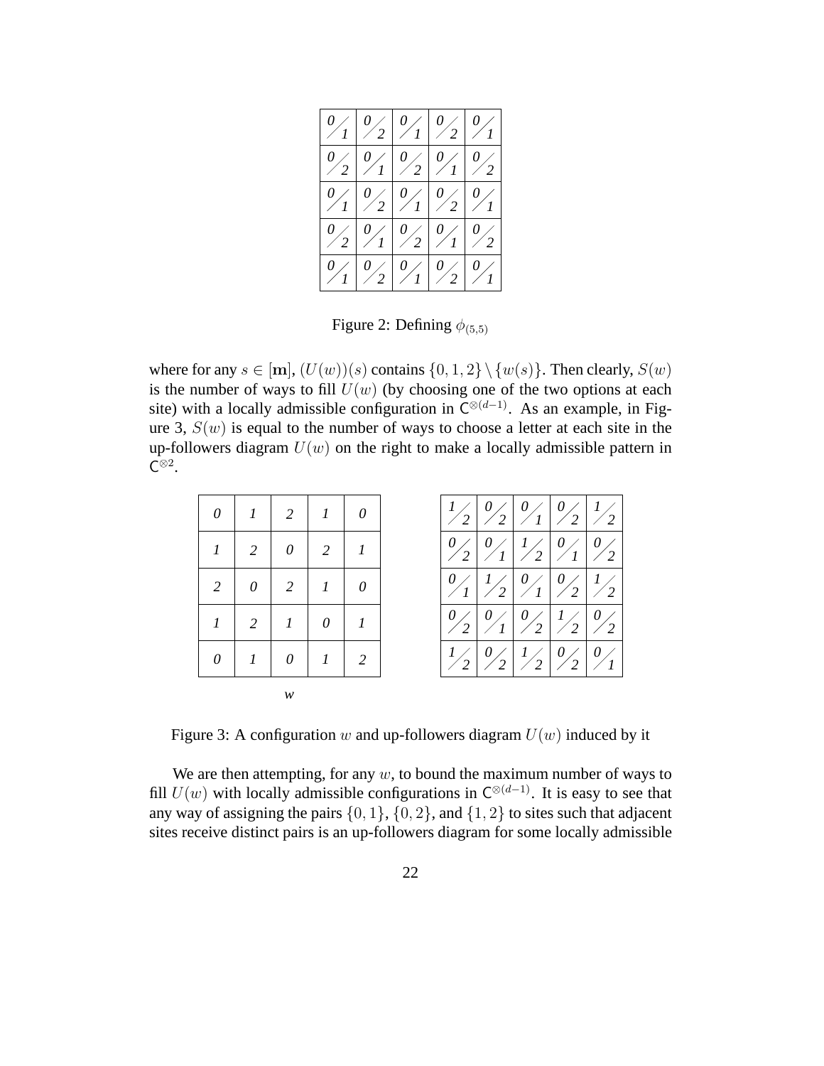| 0/1 | 0/2 | 0/1 | 0/2 | 0/1 |
|---|---|---|---|---|
| 0/2 | 0/1 | 0/2 | 0/1 | 0/2 |
| 0/1 | 0/2 | 0/1 | 0/2 | 0/1 |
| 0/2 | 0/1 | 0/2 | 0/1 | 0/2 |
| 0/1 | 0/2 | 0/1 | 0/2 | 0/1 |

Figure 2: Defining $\phi_{(5,5)}$

where for any $s \in [\mathbf{m}]$, $(U(w))(s)$ contains $\{0, 1, 2\} \setminus \{w(s)\}$. Then clearly, $S(w)$ is the number of ways to fill $U(w)$ (by choosing one of the two options at each site) with a locally admissible configuration in $\mathsf{C}^{\otimes(d-1)}$. As an example, in Figure 3, $S(w)$ is equal to the number of ways to choose a letter at each site in the up-followers diagram $U(w)$ on the right to make a locally admissible pattern in $\mathsf{C}^{\otimes 2}$.

| 0 | 1 | 2 | 1 | 0 |
|---|---|---|---|---|
| 1 | 2 | 0 | 2 | 1 |
| 2 | 0 | 2 | 1 | 0 |
| 1 | 2 | 1 | 0 | 1 |
| 0 | 1 | 0 | 1 | 2 |

*w*

| 1/2 | 0/2 | 0/1 | 0/2 | 1/2 |
|---|---|---|---|---|
| 0/2 | 0/1 | 1/2 | 0/1 | 0/2 |
| 0/1 | 1/2 | 0/1 | 0/2 | 1/2 |
| 0/2 | 0/1 | 0/2 | 1/2 | 0/2 |
| 1/2 | 0/2 | 1/2 | 0/2 | 0/1 |

Figure 3: A configuration $w$ and up-followers diagram $U(w)$ induced by it

We are then attempting, for any $w$, to bound the maximum number of ways to fill $U(w)$ with locally admissible configurations in $\mathsf{C}^{\otimes(d-1)}$. It is easy to see that any way of assigning the pairs $\{0, 1\}$, $\{0, 2\}$, and $\{1, 2\}$ to sites such that adjacent sites receive distinct pairs is an up-followers diagram for some locally admissible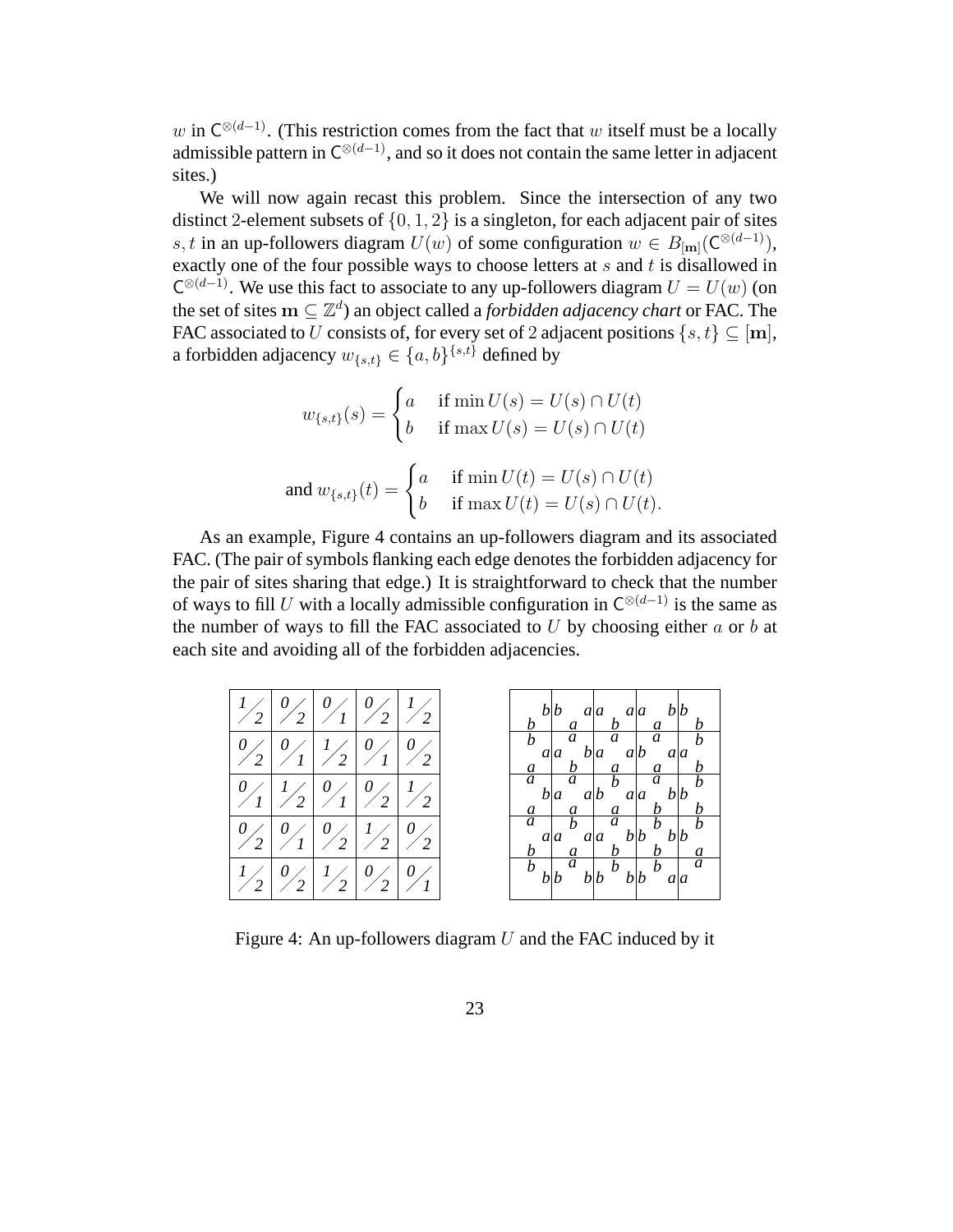$w$ in $\mathsf{C}^{\otimes(d-1)}$. (This restriction comes from the fact that $w$ itself must be a locally admissible pattern in $\mathsf{C}^{\otimes(d-1)}$, and so it does not contain the same letter in adjacent sites.)

We will now again recast this problem. Since the intersection of any two distinct 2-element subsets of $\{0,1,2\}$ is a singleton, for each adjacent pair of sites $s,t$ in an up-followers diagram $U(w)$ of some configuration $w \in B_{[\mathbf{m}]}(\mathsf{C}^{\otimes(d-1)})$, exactly one of the four possible ways to choose letters at $s$ and $t$ is disallowed in $\mathsf{C}^{\otimes(d-1)}$. We use this fact to associate to any up-followers diagram $U = U(w)$ (on the set of sites $\mathbf{m} \subseteq \mathbb{Z}^d$) an object called a *forbidden adjacency chart* or FAC. The FAC associated to $U$ consists of, for every set of 2 adjacent positions $\{s,t\} \subseteq [\mathbf{m}]$, a forbidden adjacency $w_{\{s,t\}} \in \{a,b\}^{\{s,t\}}$ defined by

$$w_{\{s,t\}}(s) = \begin{cases} a & \text{if } \min U(s) = U(s) \cap U(t) \\ b & \text{if } \max U(s) = U(s) \cap U(t) \end{cases}$$

$$\text{and } w_{\{s,t\}}(t) = \begin{cases} a & \text{if } \min U(t) = U(s) \cap U(t) \\ b & \text{if } \max U(t) = U(s) \cap U(t). \end{cases}$$

As an example, Figure 4 contains an up-followers diagram and its associated FAC. (The pair of symbols flanking each edge denotes the forbidden adjacency for the pair of sites sharing that edge.) It is straightforward to check that the number of ways to fill $U$ with a locally admissible configuration in $\mathsf{C}^{\otimes(d-1)}$ is the same as the number of ways to fill the FAC associated to $U$ by choosing either $a$ or $b$ at each site and avoiding all of the forbidden adjacencies.

| | | | | |
|---|---|---|---|---|
| 1/2 | 0/2 | 0/1 | 0/2 | 1/2 |
| 0/2 | 0/1 | 1/2 | 0/1 | 0/2 |
| 0/1 | 1/2 | 0/1 | 0/2 | 1/2 |
| 0/2 | 0/1 | 0/2 | 1/2 | 0/2 |
| 1/2 | 0/2 | 1/2 | 0/2 | 0/1 |

Figure 4: An up-followers diagram $U$ and the FAC induced by it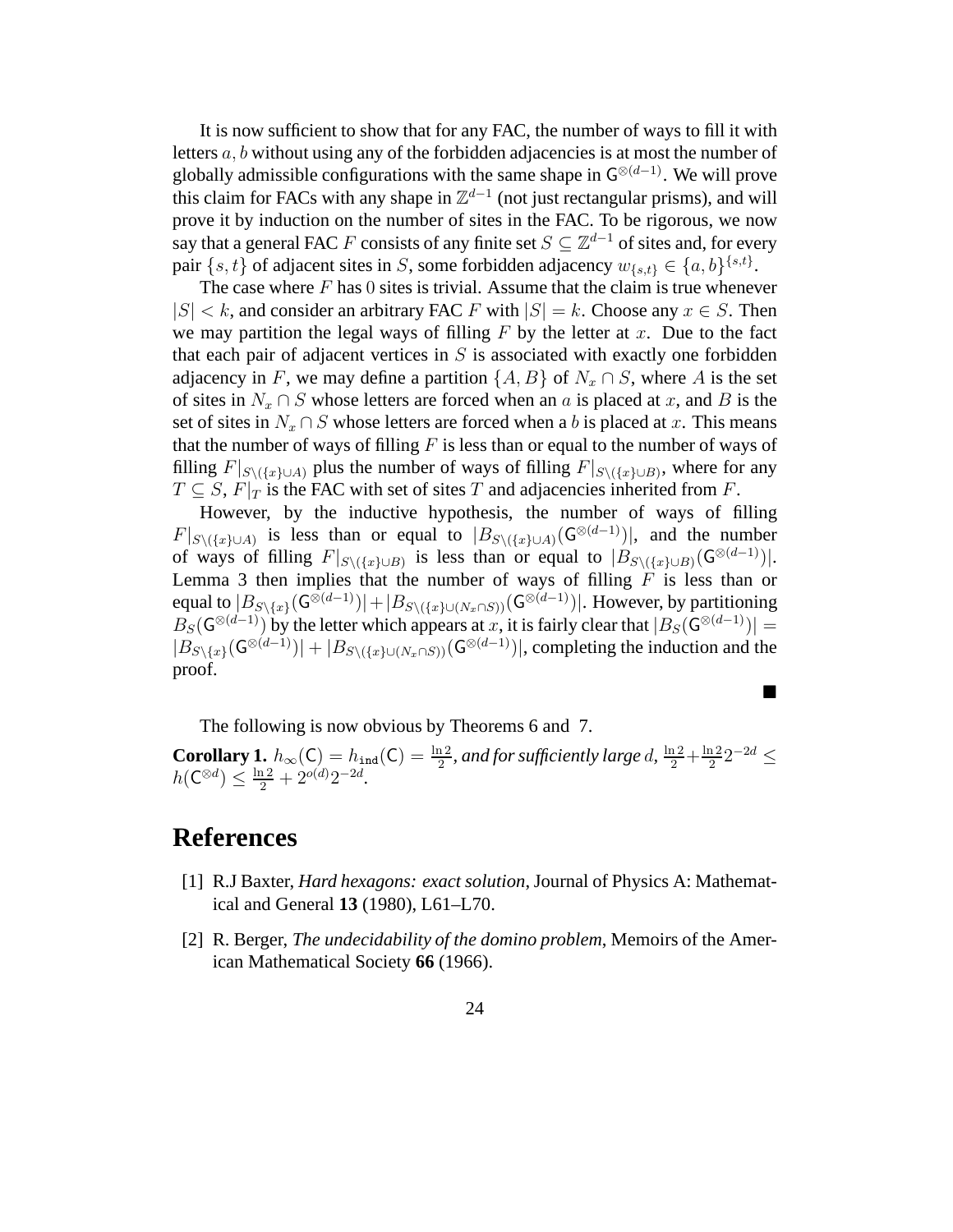It is now sufficient to show that for any FAC, the number of ways to fill it with letters $a, b$ without using any of the forbidden adjacencies is at most the number of globally admissible configurations with the same shape in $\mathsf{G}^{\otimes(d-1)}$. We will prove this claim for FACs with any shape in $\mathbb{Z}^{d-1}$ (not just rectangular prisms), and will prove it by induction on the number of sites in the FAC. To be rigorous, we now say that a general FAC $F$ consists of any finite set $S \subseteq \mathbb{Z}^{d-1}$ of sites and, for every pair $\{s, t\}$ of adjacent sites in $S$, some forbidden adjacency $w_{\{s,t\}} \in \{a, b\}^{\{s,t\}}$.

The case where $F$ has $0$ sites is trivial. Assume that the claim is true whenever $|S| < k$, and consider an arbitrary FAC $F$ with $|S| = k$. Choose any $x \in S$. Then we may partition the legal ways of filling $F$ by the letter at $x$. Due to the fact that each pair of adjacent vertices in $S$ is associated with exactly one forbidden adjacency in $F$, we may define a partition $\{A, B\}$ of $N_x \cap S$, where $A$ is the set of sites in $N_x \cap S$ whose letters are forced when an $a$ is placed at $x$, and $B$ is the set of sites in $N_x \cap S$ whose letters are forced when a $b$ is placed at $x$. This means that the number of ways of filling $F$ is less than or equal to the number of ways of filling $F|_{S \setminus (\{x\} \cup A)}$ plus the number of ways of filling $F|_{S \setminus (\{x\} \cup B)}$, where for any $T \subseteq S$, $F|_T$ is the FAC with set of sites $T$ and adjacencies inherited from $F$.

However, by the inductive hypothesis, the number of ways of filling $F|_{S \setminus (\{x\} \cup A)}$ is less than or equal to $|B_{S \setminus (\{x\} \cup A)}(\mathsf{G}^{\otimes(d-1)})|$, and the number of ways of filling $F|_{S \setminus (\{x\} \cup B)}$ is less than or equal to $|B_{S \setminus (\{x\} \cup B)}(\mathsf{G}^{\otimes(d-1)})|$. Lemma 3 then implies that the number of ways of filling $F$ is less than or equal to $|B_{S \setminus \{x\}}(\mathsf{G}^{\otimes(d-1)})| + |B_{S \setminus (\{x\} \cup (N_x \cap S))}(\mathsf{G}^{\otimes(d-1)})|$. However, by partitioning $B_S(\mathsf{G}^{\otimes(d-1)})$ by the letter which appears at $x$, it is fairly clear that $|B_S(\mathsf{G}^{\otimes(d-1)})| = |B_{S \setminus \{x\}}(\mathsf{G}^{\otimes(d-1)})| + |B_{S \setminus (\{x\} \cup (N_x \cap S))}(\mathsf{G}^{\otimes(d-1)})|$, completing the induction and the proof.

■

The following is now obvious by Theorems 6 and 7.

**Corollary 1.** *$h_\infty(\mathsf{C}) = h_{\mathtt{ind}}(\mathsf{C}) = \frac{\ln 2}{2}$, and for sufficiently large $d$, $\frac{\ln 2}{2} + \frac{\ln 2}{2} 2^{-2d} \leq h(\mathsf{C}^{\otimes d}) \leq \frac{\ln 2}{2} + 2^{o(d)} 2^{-2d}$.*

# References

[1] R.J Baxter, *Hard hexagons: exact solution*, Journal of Physics A: Mathematical and General **13** (1980), L61–L70.

[2] R. Berger, *The undecidability of the domino problem*, Memoirs of the American Mathematical Society **66** (1966).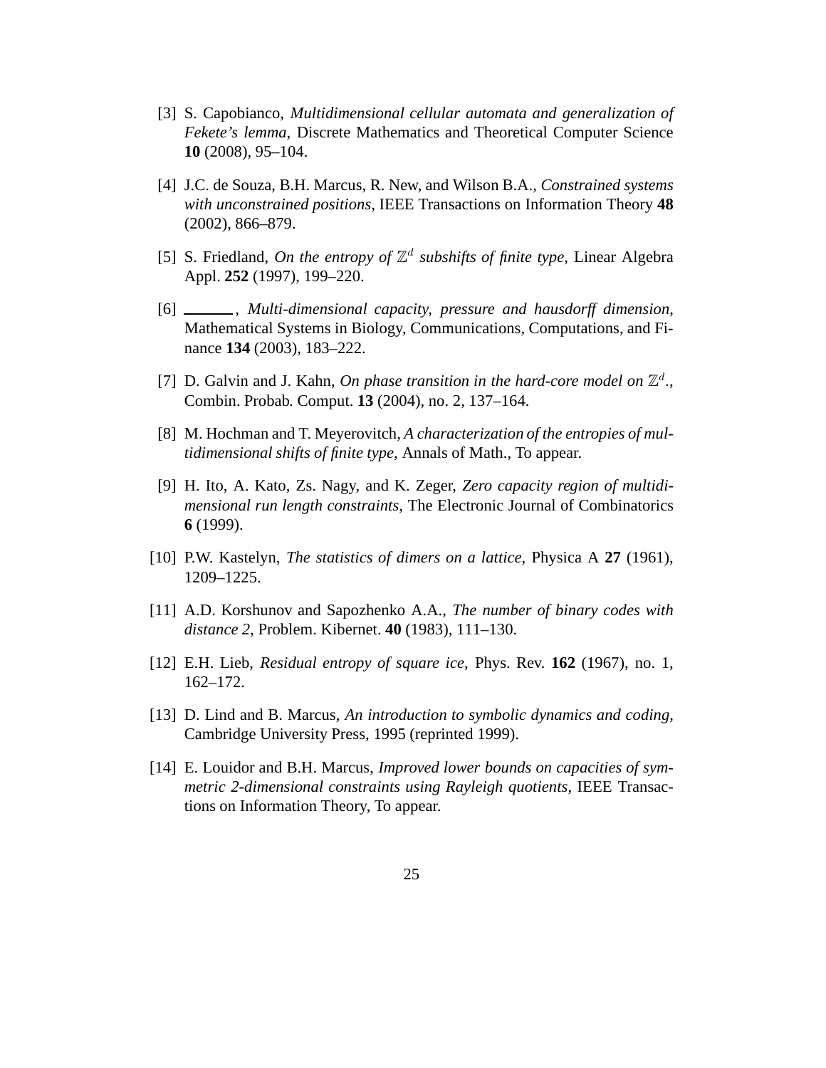[3] S. Capobianco, *Multidimensional cellular automata and generalization of Fekete's lemma*, Discrete Mathematics and Theoretical Computer Science **10** (2008), 95–104.

[4] J.C. de Souza, B.H. Marcus, R. New, and Wilson B.A., *Constrained systems with unconstrained positions*, IEEE Transactions on Information Theory **48** (2002), 866–879.

[5] S. Friedland, *On the entropy of $\mathbb{Z}^d$ subshifts of finite type*, Linear Algebra Appl. **252** (1997), 199–220.

[6] ______, *Multi-dimensional capacity, pressure and hausdorff dimension*, Mathematical Systems in Biology, Communications, Computations, and Finance **134** (2003), 183–222.

[7] D. Galvin and J. Kahn, *On phase transition in the hard-core model on $\mathbb{Z}^d$.*, Combin. Probab. Comput. **13** (2004), no. 2, 137–164.

[8] M. Hochman and T. Meyerovitch, *A characterization of the entropies of multidimensional shifts of finite type*, Annals of Math., To appear.

[9] H. Ito, A. Kato, Zs. Nagy, and K. Zeger, *Zero capacity region of multidimensional run length constraints*, The Electronic Journal of Combinatorics **6** (1999).

[10] P.W. Kastelyn, *The statistics of dimers on a lattice*, Physica A **27** (1961), 1209–1225.

[11] A.D. Korshunov and Sapozhenko A.A., *The number of binary codes with distance 2*, Problem. Kibernet. **40** (1983), 111–130.

[12] E.H. Lieb, *Residual entropy of square ice*, Phys. Rev. **162** (1967), no. 1, 162–172.

[13] D. Lind and B. Marcus, *An introduction to symbolic dynamics and coding*, Cambridge University Press, 1995 (reprinted 1999).

[14] E. Louidor and B.H. Marcus, *Improved lower bounds on capacities of symmetric 2-dimensional constraints using Rayleigh quotients*, IEEE Transactions on Information Theory, To appear.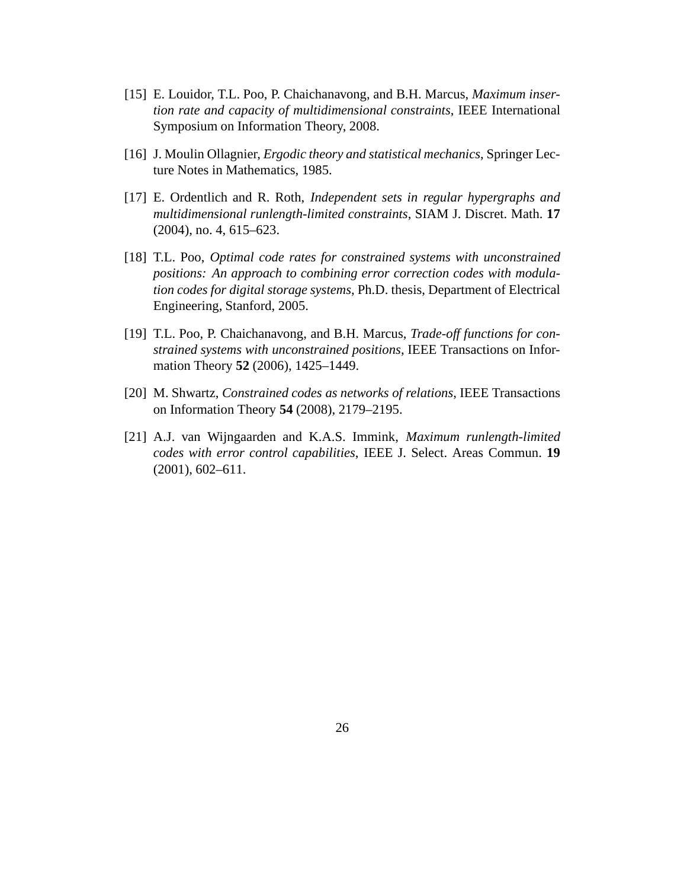[15] E. Louidor, T.L. Poo, P. Chaichanavong, and B.H. Marcus, *Maximum insertion rate and capacity of multidimensional constraints*, IEEE International Symposium on Information Theory, 2008.

[16] J. Moulin Ollagnier, *Ergodic theory and statistical mechanics*, Springer Lecture Notes in Mathematics, 1985.

[17] E. Ordentlich and R. Roth, *Independent sets in regular hypergraphs and multidimensional runlength-limited constraints*, SIAM J. Discret. Math. **17** (2004), no. 4, 615–623.

[18] T.L. Poo, *Optimal code rates for constrained systems with unconstrained positions: An approach to combining error correction codes with modulation codes for digital storage systems*, Ph.D. thesis, Department of Electrical Engineering, Stanford, 2005.

[19] T.L. Poo, P. Chaichanavong, and B.H. Marcus, *Trade-off functions for constrained systems with unconstrained positions*, IEEE Transactions on Information Theory **52** (2006), 1425–1449.

[20] M. Shwartz, *Constrained codes as networks of relations*, IEEE Transactions on Information Theory **54** (2008), 2179–2195.

[21] A.J. van Wijngaarden and K.A.S. Immink, *Maximum runlength-limited codes with error control capabilities*, IEEE J. Select. Areas Commun. **19** (2001), 602–611.